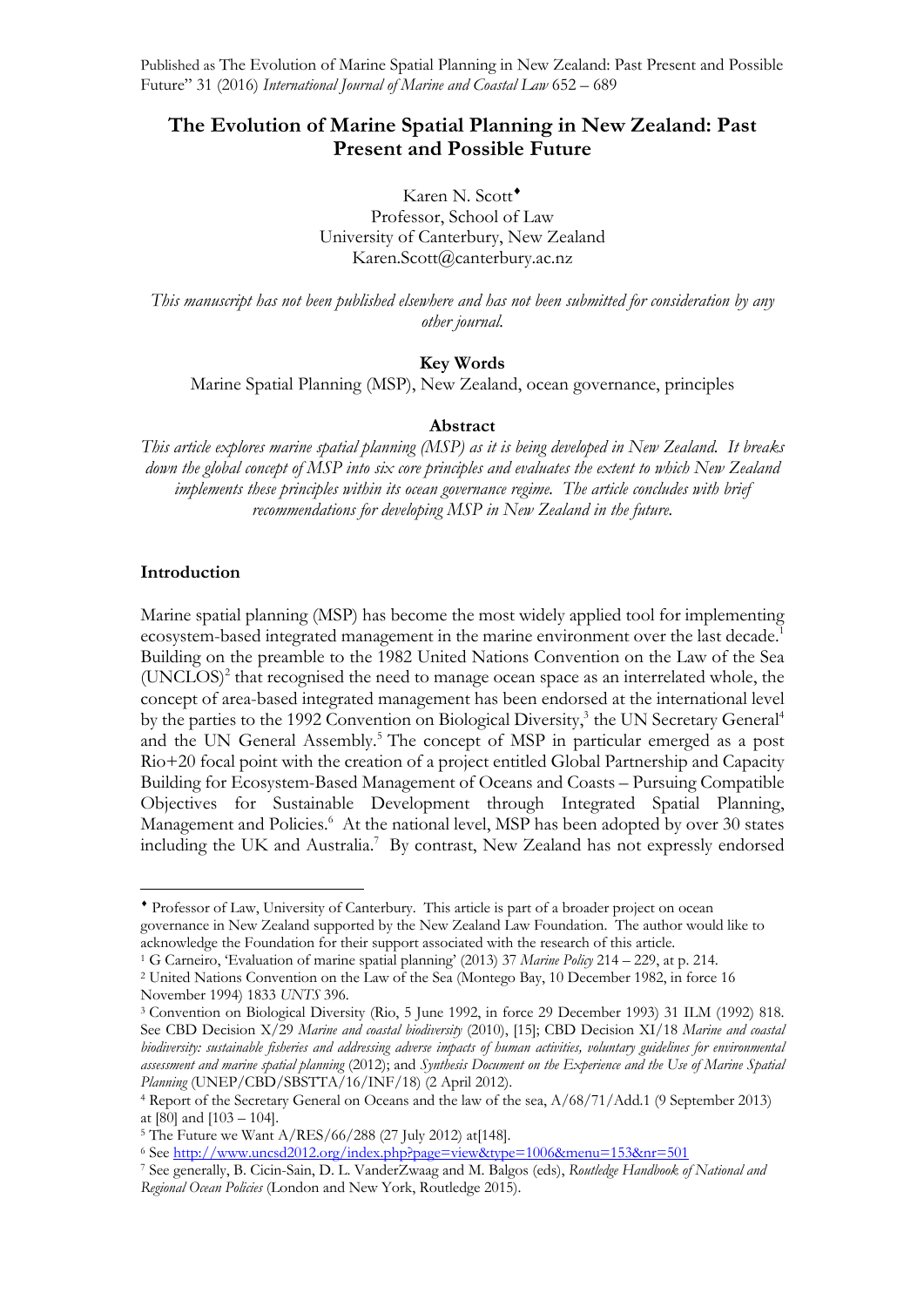Published as The Evolution of Marine Spatial Planning in New Zealand: Past Present and Possible Future" 31 (2016) *International Journal of Marine and Coastal Law* 652 – 689

# The Evolution of Marine Spatial Planning in New Zealand: Past Present and Possible Future

Karen N. Scott[♦]
Professor, School of Law
University of Canterbury, New Zealand
Karen.Scott@canterbury.ac.nz

*This manuscript has not been published elsewhere and has not been submitted for consideration by any other journal.*

**Key Words**

Marine spatial planning (MSP), New Zealand, ocean governance, principles

**Abstract**

*This article explores marine spatial planning (MSP) as it is being developed in New Zealand. It breaks down the global concept of MSP into six core principles and evaluates the extent to which New Zealand implements these principles within its ocean governance regime. The article concludes with brief recommendations for developing MSP in New Zealand in the future.*

## Introduction

Marine spatial planning (MSP) has become the most widely applied tool for implementing ecosystem-based integrated management in the marine environment over the last decade.[1] Building on the preamble to the 1982 United Nations Convention on the Law of the Sea (UNCLOS)[2] that recognised the need to manage ocean space as an interrelated whole, the concept of area-based integrated management has been endorsed at the international level by the parties to the 1992 Convention on Biological Diversity,[3] the UN Secretary General[4] and the UN General Assembly.[5] The concept of MSP in particular emerged as a post Rio+20 focal point with the creation of a project entitled Global Partnership and Capacity Building for Ecosystem-Based Management of Oceans and Coasts – Pursuing Compatible Objectives for Sustainable Development through Integrated Spatial Planning, Management and Policies.[6] At the national level, MSP has been adopted by over 30 states including the UK and Australia.[7] By contrast, New Zealand has not expressly endorsed

---

♦ Professor of Law, University of Canterbury. This article is part of a broader project on ocean governance in New Zealand supported by the New Zealand Law Foundation. The author would like to acknowledge the Foundation for their support associated with the research of this article.

[1] G Carneiro, 'Evaluation of marine spatial planning' (2013) 37 *Marine Policy* 214 – 229, at p. 214.

[2] United Nations Convention on the Law of the Sea (Montego Bay, 10 December 1982, in force 16 November 1994) 1833 *UNTS* 396.

[3] Convention on Biological Diversity (Rio, 5 June 1992, in force 29 December 1993) 31 ILM (1992) 818. See CBD Decision X/29 *Marine and coastal biodiversity* (2010), [15]; CBD Decision XI/18 *Marine and coastal biodiversity: sustainable fisheries and addressing adverse impacts of human activities, voluntary guidelines for environmental assessment and marine spatial planning* (2012); and *Synthesis Document on the Experience and the Use of Marine Spatial Planning* (UNEP/CBD/SBSTTA/16/INF/18) (2 April 2012).

[4] Report of the Secretary General on Oceans and the law of the sea, A/68/71/Add.1 (9 September 2013) at [80] and [103 – 104].

[5] The Future we Want A/RES/66/288 (27 July 2012) at[148].

[6] See http://www.uncsd2012.org/index.php?page=view&type=1006&menu=153&nr=501

[7] See generally, B. Cicin-Sain, D. L. VanderZwaag and M. Balgos (eds), *Routledge Handbook of National and Regional Ocean Policies* (London and New York, Routledge 2015).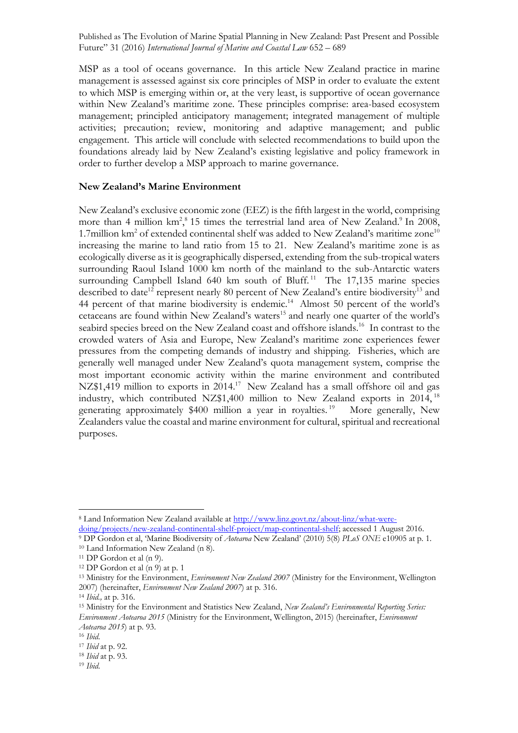MSP as a tool of oceans governance. In this article New Zealand practice in marine management is assessed against six core principles of MSP in order to evaluate the extent to which MSP is emerging within or, at the very least, is supportive of ocean governance within New Zealand's maritime zone. These principles comprise: area-based ecosystem management; principled anticipatory management; integrated management of multiple activities; precaution; review, monitoring and adaptive management; and public engagement. This article will conclude with selected recommendations to build upon the foundations already laid by New Zealand's existing legislative and policy framework in order to further develop a MSP approach to marine governance.

**New Zealand's Marine Environment**

New Zealand's exclusive economic zone (EEZ) is the fifth largest in the world, comprising more than 4 million km$^2$,[8] 15 times the terrestrial land area of New Zealand.[9] In 2008, 1.7million km$^2$ of extended continental shelf was added to New Zealand's maritime zone[10] increasing the marine to land ratio from 15 to 21. New Zealand's maritime zone is as ecologically diverse as it is geographically dispersed, extending from the sub-tropical waters surrounding Raoul Island 1000 km north of the mainland to the sub-Antarctic waters surrounding Campbell Island 640 km south of Bluff.[11] The 17,135 marine species described to date[12] represent nearly 80 percent of New Zealand's entire biodiversity[13] and 44 percent of that marine biodiversity is endemic.[14] Almost 50 percent of the world's cetaceans are found within New Zealand's waters[15] and nearly one quarter of the world's seabird species breed on the New Zealand coast and offshore islands.[16] In contrast to the crowded waters of Asia and Europe, New Zealand's maritime zone experiences fewer pressures from the competing demands of industry and shipping. Fisheries, which are generally well managed under New Zealand's quota management system, comprise the most important economic activity within the marine environment and contributed NZ$1,419 million to exports in 2014.[17] New Zealand has a small offshore oil and gas industry, which contributed NZ$1,400 million to New Zealand exports in 2014,[18] generating approximately $400 million a year in royalties.[19] More generally, New Zealanders value the coastal and marine environment for cultural, spiritual and recreational purposes.

---

[8] Land Information New Zealand available at http://www.linz.govt.nz/about-linz/what-were-doing/projects/new-zealand-continental-shelf-project/map-continental-shelf; accessed 1 August 2016.

[9] DP Gordon et al, 'Marine Biodiversity of *Aotearoa* New Zealand' (2010) 5(8) *PLoS ONE* e10905 at p. 1.

[10] Land Information New Zealand (n 8).

[11] DP Gordon et al (n 9).

[12] DP Gordon et al (n 9) at p. 1

[13] Ministry for the Environment, *Environment New Zealand 2007* (Ministry for the Environment, Wellington 2007) (hereinafter, *Environment New Zealand 2007*) at p. 316.

[14] *Ibid.,* at p. 316.

[15] Ministry for the Environment and Statistics New Zealand, *New Zealand's Environmental Reporting Series: Environment Aotearoa 2015* (Ministry for the Environment, Wellington, 2015) (hereinafter, *Environment Aotearoa 2015*) at p. 93.

[16] *Ibid*.

[17] *Ibid* at p. 92.

[18] *Ibid* at p. 93.

[19] *Ibid*.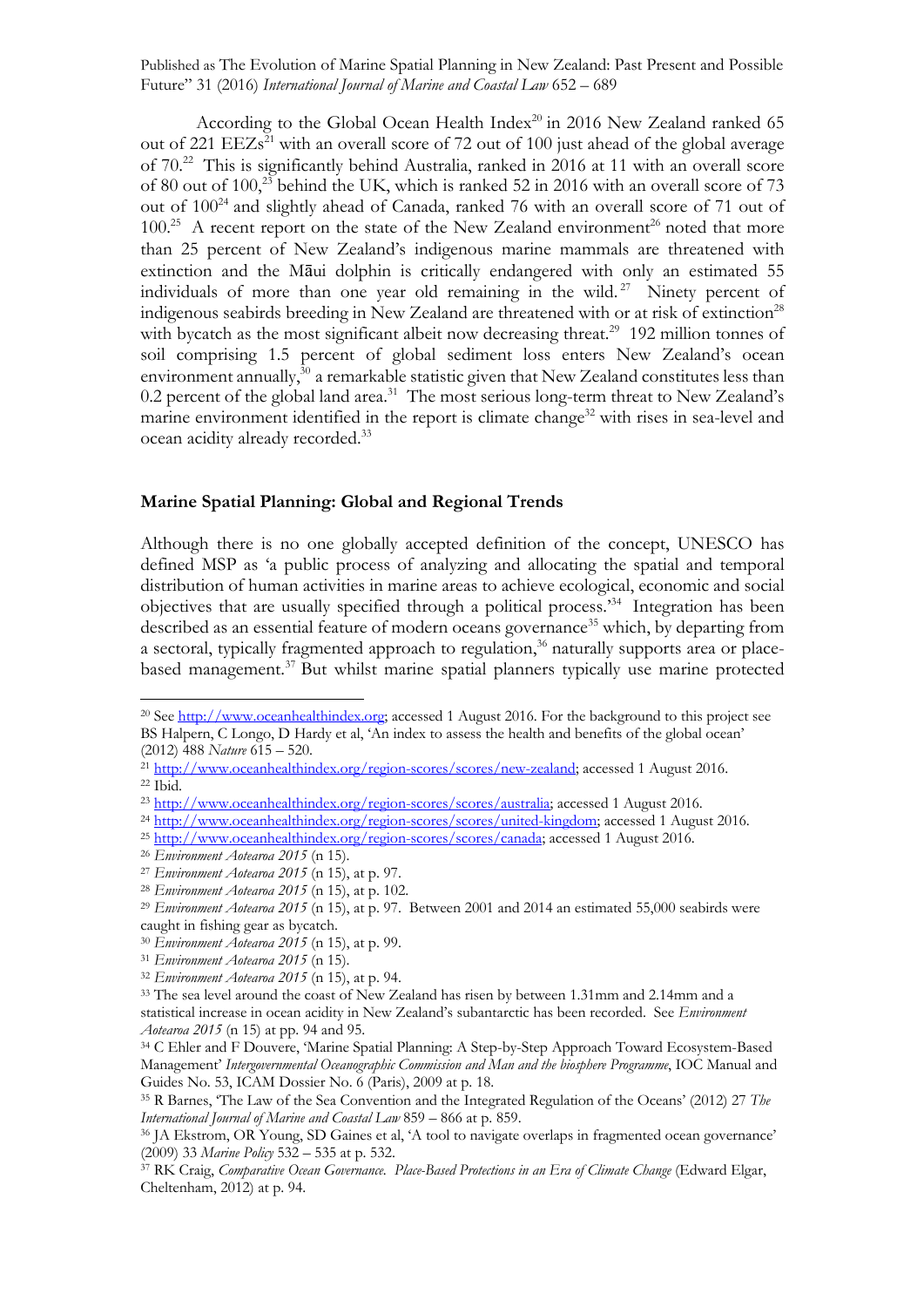According to the Global Ocean Health Index[20] in 2016 New Zealand ranked 65 out of 221 EEZs[21] with an overall score of 72 out of 100 just ahead of the global average of 70.[22] This is significantly behind Australia, ranked in 2016 at 11 with an overall score of 80 out of 100,[23] behind the UK, which is ranked 52 in 2016 with an overall score of 73 out of 100[24] and slightly ahead of Canada, ranked 76 with an overall score of 71 out of 100.[25] A recent report on the state of the New Zealand environment[26] noted that more than 25 percent of New Zealand's indigenous marine mammals are threatened with extinction and the Māui dolphin is critically endangered with only an estimated 55 individuals of more than one year old remaining in the wild.[27] Ninety percent of indigenous seabirds breeding in New Zealand are threatened with or at risk of extinction[28] with bycatch as the most significant albeit now decreasing threat.[29] 192 million tonnes of soil comprising 1.5 percent of global sediment loss enters New Zealand's ocean environment annually,[30] a remarkable statistic given that New Zealand constitutes less than 0.2 percent of the global land area.[31] The most serious long-term threat to New Zealand's marine environment identified in the report is climate change[32] with rises in sea-level and ocean acidity already recorded.[33]

## Marine Spatial Planning: Global and Regional Trends

Although there is no one globally accepted definition of the concept, UNESCO has defined MSP as 'a public process of analyzing and allocating the spatial and temporal distribution of human activities in marine areas to achieve ecological, economic and social objectives that are usually specified through a political process.'[34] Integration has been described as an essential feature of modern oceans governance[35] which, by departing from a sectoral, typically fragmented approach to regulation,[36] naturally supports area or place-based management.[37] But whilst marine spatial planners typically use marine protected

---

[20] See http://www.oceanhealthindex.org; accessed 1 August 2016. For the background to this project see BS Halpern, C Longo, D Hardy et al, 'An index to assess the health and benefits of the global ocean' (2012) 488 *Nature* 615 – 520.

[21] http://www.oceanhealthindex.org/region-scores/scores/new-zealand; accessed 1 August 2016.

[22] Ibid.

[23] http://www.oceanhealthindex.org/region-scores/scores/australia; accessed 1 August 2016.

[24] http://www.oceanhealthindex.org/region-scores/scores/united-kingdom; accessed 1 August 2016.

[25] http://www.oceanhealthindex.org/region-scores/scores/canada; accessed 1 August 2016.

[26] *Environment Aotearoa 2015* (n 15).

[27] *Environment Aotearoa 2015* (n 15), at p. 97.

[28] *Environment Aotearoa 2015* (n 15), at p. 102.

[29] *Environment Aotearoa 2015* (n 15), at p. 97. Between 2001 and 2014 an estimated 55,000 seabirds were caught in fishing gear as bycatch.

[30] *Environment Aotearoa 2015* (n 15), at p. 99.

[31] *Environment Aotearoa 2015* (n 15).

[32] *Environment Aotearoa 2015* (n 15), at p. 94.

[33] The sea level around the coast of New Zealand has risen by between 1.31mm and 2.14mm and a statistical increase in ocean acidity in New Zealand's subantarctic has been recorded. See *Environment Aotearoa 2015* (n 15) at pp. 94 and 95.

[34] C Ehler and F Douvere, 'Marine Spatial Planning: A Step-by-Step Approach Toward Ecosystem-Based Management' *Intergovernmental Oceanographic Commission and Man and the biosphere Programme*, IOC Manual and Guides No. 53, ICAM Dossier No. 6 (Paris), 2009 at p. 18.

[35] R Barnes, 'The Law of the Sea Convention and the Integrated Regulation of the Oceans' (2012) 27 *The International Journal of Marine and Coastal Law* 859 – 866 at p. 859.

[36] JA Ekstrom, OR Young, SD Gaines et al, 'A tool to navigate overlaps in fragmented ocean governance' (2009) 33 *Marine Policy* 532 – 535 at p. 532.

[37] RK Craig, *Comparative Ocean Governance. Place-Based Protections in an Era of Climate Change* (Edward Elgar, Cheltenham, 2012) at p. 94.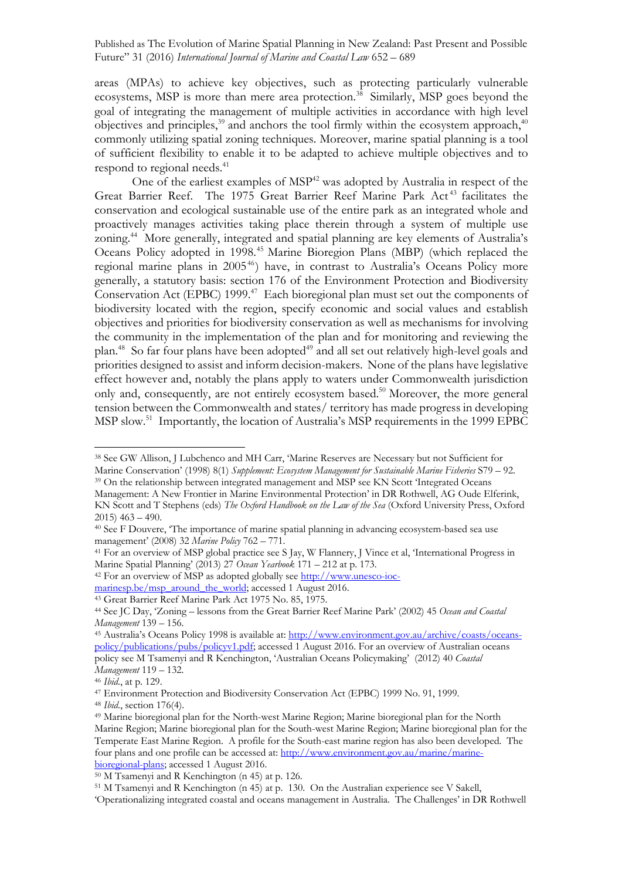areas (MPAs) to achieve key objectives, such as protecting particularly vulnerable ecosystems, MSP is more than mere area protection.[38] Similarly, MSP goes beyond the goal of integrating the management of multiple activities in accordance with high level objectives and principles,[39] and anchors the tool firmly within the ecosystem approach,[40] commonly utilizing spatial zoning techniques. Moreover, marine spatial planning is a tool of sufficient flexibility to enable it to be adapted to achieve multiple objectives and to respond to regional needs.[41]

One of the earliest examples of MSP[42] was adopted by Australia in respect of the Great Barrier Reef. The 1975 Great Barrier Reef Marine Park Act[43] facilitates the conservation and ecological sustainable use of the entire park as an integrated whole and proactively manages activities taking place therein through a system of multiple use zoning.[44] More generally, integrated and spatial planning are key elements of Australia's Oceans Policy adopted in 1998.[45] Marine Bioregion Plans (MBP) (which replaced the regional marine plans in 2005[46]) have, in contrast to Australia's Oceans Policy more generally, a statutory basis: section 176 of the Environment Protection and Biodiversity Conservation Act (EPBC) 1999.[47] Each bioregional plan must set out the components of biodiversity located with the region, specify economic and social values and establish objectives and priorities for biodiversity conservation as well as mechanisms for involving the community in the implementation of the plan and for monitoring and reviewing the plan.[48] So far four plans have been adopted[49] and all set out relatively high-level goals and priorities designed to assist and inform decision-makers. None of the plans have legislative effect however and, notably the plans apply to waters under Commonwealth jurisdiction only and, consequently, are not entirely ecosystem based.[50] Moreover, the more general tension between the Commonwealth and states/ territory has made progress in developing MSP slow.[51] Importantly, the location of Australia's MSP requirements in the 1999 EPBC

---

[38] See GW Allison, J Lubchenco and MH Carr, 'Marine Reserves are Necessary but not Sufficient for Marine Conservation' (1998) 8(1) *Supplement: Ecosystem Management for Sustainable Marine Fisheries* S79 – 92.

[39] On the relationship between integrated management and MSP see KN Scott 'Integrated Oceans Management: A New Frontier in Marine Environmental Protection' in DR Rothwell, AG Oude Elferink, KN Scott and T Stephens (eds) *The Oxford Handbook on the Law of the Sea* (Oxford University Press, Oxford 2015) 463 – 490.

[40] See F Douvere, 'The importance of marine spatial planning in advancing ecosystem-based sea use management' (2008) 32 *Marine Policy* 762 – 771.

[41] For an overview of MSP global practice see S Jay, W Flannery, J Vince et al, 'International Progress in Marine Spatial Planning' (2013) 27 *Ocean Yearbook* 171 – 212 at p. 173.

[42] For an overview of MSP as adopted globally see http://www.unesco-ioc-marinesp.be/msp_around_the_world; accessed 1 August 2016.

[43] Great Barrier Reef Marine Park Act 1975 No. 85, 1975.

[44] See JC Day, 'Zoning – lessons from the Great Barrier Reef Marine Park' (2002) 45 *Ocean and Coastal Management* 139 – 156.

[45] Australia's Oceans Policy 1998 is available at: http://www.environment.gov.au/archive/coasts/oceans-policy/publications/pubs/policyv1.pdf; accessed 1 August 2016. For an overview of Australian oceans policy see M Tsamenyi and R Kenchington, 'Australian Oceans Policymaking' (2012) 40 *Coastal Management* 119 – 132.

[46] *Ibid.*, at p. 129.

[47] Environment Protection and Biodiversity Conservation Act (EPBC) 1999 No. 91, 1999.

[48] *Ibid.*, section 176(4).

[49] Marine bioregional plan for the North-west Marine Region; Marine bioregional plan for the North Marine Region; Marine bioregional plan for the South-west Marine Region; Marine bioregional plan for the Temperate East Marine Region. A profile for the South-east marine region has also been developed. The four plans and one profile can be accessed at: http://www.environment.gov.au/marine/marine-bioregional-plans; accessed 1 August 2016.

[50] M Tsamenyi and R Kenchington (n 45) at p. 126.

[51] M Tsamenyi and R Kenchington (n 45) at p. 130. On the Australian experience see V Sakell, 'Operationalizing integrated coastal and oceans management in Australia. The Challenges' in DR Rothwell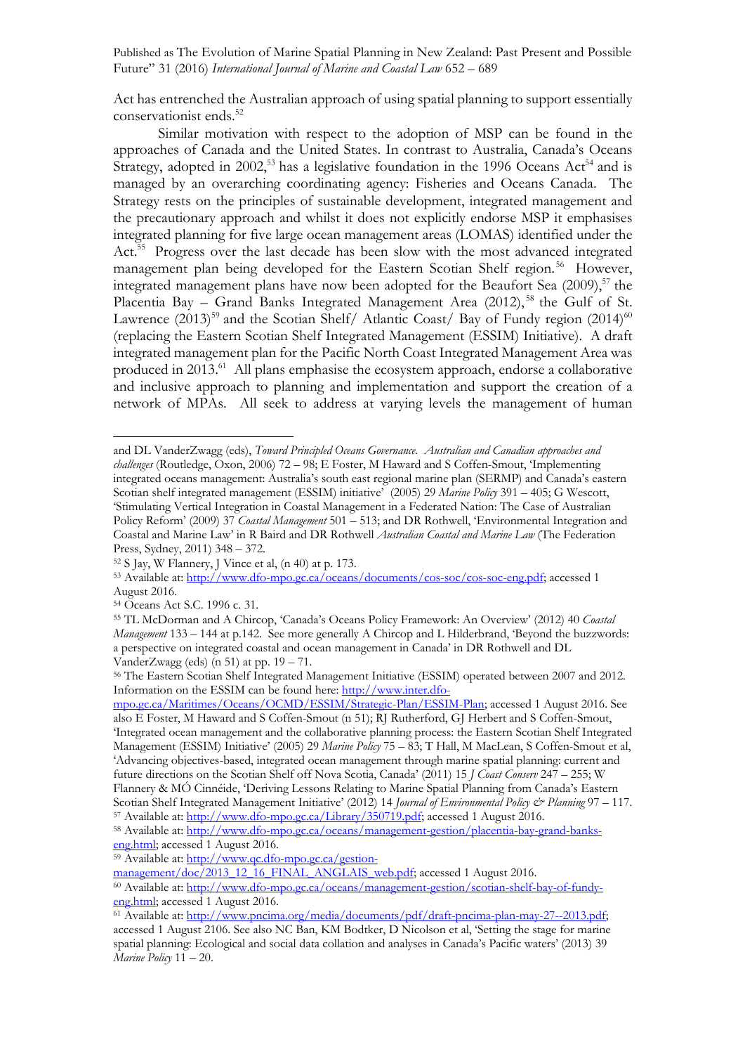Act has entrenched the Australian approach of using spatial planning to support essentially conservationist ends.[52]

Similar motivation with respect to the adoption of MSP can be found in the approaches of Canada and the United States. In contrast to Australia, Canada's Oceans Strategy, adopted in 2002,[53] has a legislative foundation in the 1996 Oceans Act[54] and is managed by an overarching coordinating agency: Fisheries and Oceans Canada. The Strategy rests on the principles of sustainable development, integrated management and the precautionary approach and whilst it does not explicitly endorse MSP it emphasises integrated planning for five large ocean management areas (LOMAS) identified under the Act.[55] Progress over the last decade has been slow with the most advanced integrated management plan being developed for the Eastern Scotian Shelf region.[56] However, integrated management plans have now been adopted for the Beaufort Sea (2009),[57] the Placentia Bay – Grand Banks Integrated Management Area (2012),[58] the Gulf of St. Lawrence (2013)[59] and the Scotian Shelf/ Atlantic Coast/ Bay of Fundy region (2014)[60] (replacing the Eastern Scotian Shelf Integrated Management (ESSIM) Initiative). A draft integrated management plan for the Pacific North Coast Integrated Management Area was produced in 2013.[61] All plans emphasise the ecosystem approach, endorse a collaborative and inclusive approach to planning and implementation and support the creation of a network of MPAs. All seek to address at varying levels the management of human

---

and DL VanderZwagg (eds), *Toward Principled Oceans Governance. Australian and Canadian approaches and challenges* (Routledge, Oxon, 2006) 72 – 98; E Foster, M Haward and S Coffen-Smout, 'Implementing integrated oceans management: Australia's south east regional marine plan (SERMP) and Canada's eastern Scotian shelf integrated management (ESSIM) initiative' (2005) 29 *Marine Policy* 391 – 405; G Wescott, 'Stimulating Vertical Integration in Coastal Management in a Federated Nation: The Case of Australian Policy Reform' (2009) 37 *Coastal Management* 501 – 513; and DR Rothwell, 'Environmental Integration and Coastal and Marine Law' in R Baird and DR Rothwell *Australian Coastal and Marine Law* (The Federation Press, Sydney, 2011) 348 – 372.

[52] S Jay, W Flannery, J Vince et al, (n 40) at p. 173.

[53] Available at: http://www.dfo-mpo.gc.ca/oceans/documents/cos-soc/cos-soc-eng.pdf; accessed 1 August 2016.

[54] Oceans Act S.C. 1996 c. 31.

[55] TL McDorman and A Chircop, 'Canada's Oceans Policy Framework: An Overview' (2012) 40 *Coastal Management* 133 – 144 at p.142. See more generally A Chircop and L Hilderbrand, 'Beyond the buzzwords: a perspective on integrated coastal and ocean management in Canada' in DR Rothwell and DL VanderZwagg (eds) (n 51) at pp. 19 – 71.

[56] The Eastern Scotian Shelf Integrated Management Initiative (ESSIM) operated between 2007 and 2012. Information on the ESSIM can be found here: http://www.inter.dfo-mpo.gc.ca/Maritimes/Oceans/OCMD/ESSIM/Strategic-Plan/ESSIM-Plan; accessed 1 August 2016. See also E Foster, M Haward and S Coffen-Smout (n 51); RJ Rutherford, GJ Herbert and S Coffen-Smout, 'Integrated ocean management and the collaborative planning process: the Eastern Scotian Shelf Integrated Management (ESSIM) Initiative' (2005) 29 *Marine Policy* 75 – 83; T Hall, M MacLean, S Coffen-Smout et al, 'Advancing objectives-based, integrated ocean management through marine spatial planning: current and future directions on the Scotian Shelf off Nova Scotia, Canada' (2011) 15 *J Coast Conserv* 247 – 255; W Flannery & MÓ Cinnéide, 'Deriving Lessons Relating to Marine Spatial Planning from Canada's Eastern Scotian Shelf Integrated Management Initiative' (2012) 14 *Journal of Environmental Policy & Planning* 97 – 117.

[57] Available at: http://www.dfo-mpo.gc.ca/Library/350719.pdf; accessed 1 August 2016.

[58] Available at: http://www.dfo-mpo.gc.ca/oceans/management-gestion/placentia-bay-grand-banks-eng.html; accessed 1 August 2016.

[59] Available at: http://www.qc.dfo-mpo.gc.ca/gestion-management/doc/2013_12_16_FINAL_ANGLAIS_web.pdf; accessed 1 August 2016.

[60] Available at: http://www.dfo-mpo.gc.ca/oceans/management-gestion/scotian-shelf-bay-of-fundy-eng.html; accessed 1 August 2016.

[61] Available at: http://www.pncima.org/media/documents/pdf/draft-pncima-plan-may-27--2013.pdf; accessed 1 August 2106. See also NC Ban, KM Bodtker, D Nicolson et al, 'Setting the stage for marine spatial planning: Ecological and social data collation and analyses in Canada's Pacific waters' (2013) 39 *Marine Policy* 11 – 20.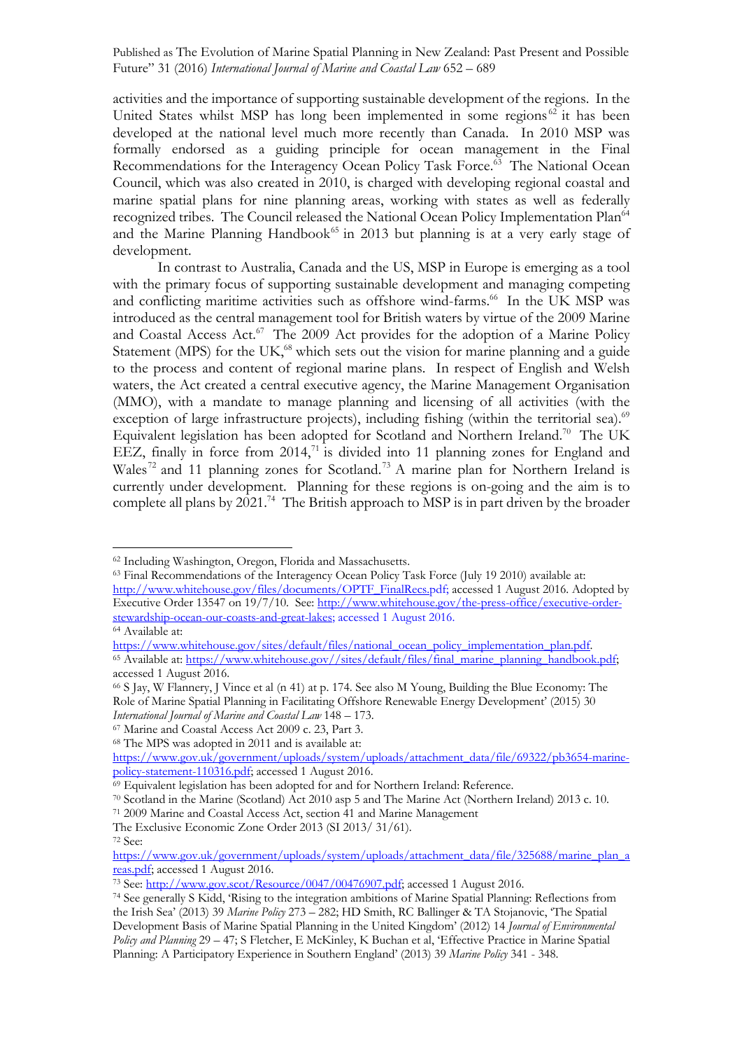activities and the importance of supporting sustainable development of the regions. In the United States whilst MSP has long been implemented in some regions[62] it has been developed at the national level much more recently than Canada. In 2010 MSP was formally endorsed as a guiding principle for ocean management in the Final Recommendations for the Interagency Ocean Policy Task Force.[63] The National Ocean Council, which was also created in 2010, is charged with developing regional coastal and marine spatial plans for nine planning areas, working with states as well as federally recognized tribes. The Council released the National Ocean Policy Implementation Plan[64] and the Marine Planning Handbook[65] in 2013 but planning is at a very early stage of development.

In contrast to Australia, Canada and the US, MSP in Europe is emerging as a tool with the primary focus of supporting sustainable development and managing competing and conflicting maritime activities such as offshore wind-farms.[66] In the UK MSP was introduced as the central management tool for British waters by virtue of the 2009 Marine and Coastal Access Act.[67] The 2009 Act provides for the adoption of a Marine Policy Statement (MPS) for the UK,[68] which sets out the vision for marine planning and a guide to the process and content of regional marine plans. In respect of English and Welsh waters, the Act created a central executive agency, the Marine Management Organisation (MMO), with a mandate to manage planning and licensing of all activities (with the exception of large infrastructure projects), including fishing (within the territorial sea).[69] Equivalent legislation has been adopted for Scotland and Northern Ireland.[70] The UK EEZ, finally in force from 2014,[71] is divided into 11 planning zones for England and Wales[72] and 11 planning zones for Scotland.[73] A marine plan for Northern Ireland is currently under development. Planning for these regions is on-going and the aim is to complete all plans by 2021.[74] The British approach to MSP is in part driven by the broader

---

[62] Including Washington, Oregon, Florida and Massachusetts.

[63] Final Recommendations of the Interagency Ocean Policy Task Force (July 19 2010) available at: http://www.whitehouse.gov/files/documents/OPTF_FinalRecs.pdf; accessed 1 August 2016. Adopted by Executive Order 13547 on 19/7/10. See: http://www.whitehouse.gov/the-press-office/executive-order-stewardship-ocean-our-coasts-and-great-lakes; accessed 1 August 2016.

[64] Available at: https://www.whitehouse.gov/sites/default/files/national_ocean_policy_implementation_plan.pdf.

[65] Available at: https://www.whitehouse.gov//sites/default/files/final_marine_planning_handbook.pdf; accessed 1 August 2016.

[66] S Jay, W Flannery, J Vince et al (n 41) at p. 174. See also M Young, Building the Blue Economy: The Role of Marine Spatial Planning in Facilitating Offshore Renewable Energy Development' (2015) 30 *International Journal of Marine and Coastal Law* 148 – 173.

[67] Marine and Coastal Access Act 2009 c. 23, Part 3.

[68] The MPS was adopted in 2011 and is available at: https://www.gov.uk/government/uploads/system/uploads/attachment_data/file/69322/pb3654-marine-policy-statement-110316.pdf; accessed 1 August 2016.

[69] Equivalent legislation has been adopted for and for Northern Ireland: Reference.

[70] Scotland in the Marine (Scotland) Act 2010 asp 5 and The Marine Act (Northern Ireland) 2013 c. 10.

[71] 2009 Marine and Coastal Access Act, section 41 and Marine Management The Exclusive Economic Zone Order 2013 (SI 2013/ 31/61).

[72] See: https://www.gov.uk/government/uploads/system/uploads/attachment_data/file/325688/marine_plan_areas.pdf; accessed 1 August 2016.

[73] See: http://www.gov.scot/Resource/0047/00476907.pdf; accessed 1 August 2016.

[74] See generally S Kidd, 'Rising to the integration ambitions of Marine Spatial Planning: Reflections from the Irish Sea' (2013) 39 *Marine Policy* 273 – 282; HD Smith, RC Ballinger & TA Stojanovic, 'The Spatial Development Basis of Marine Spatial Planning in the United Kingdom' (2012) 14 *Journal of Environmental Policy and Planning* 29 – 47; S Fletcher, E McKinley, K Buchan et al, 'Effective Practice in Marine Spatial Planning: A Participatory Experience in Southern England' (2013) 39 *Marine Policy* 341 - 348.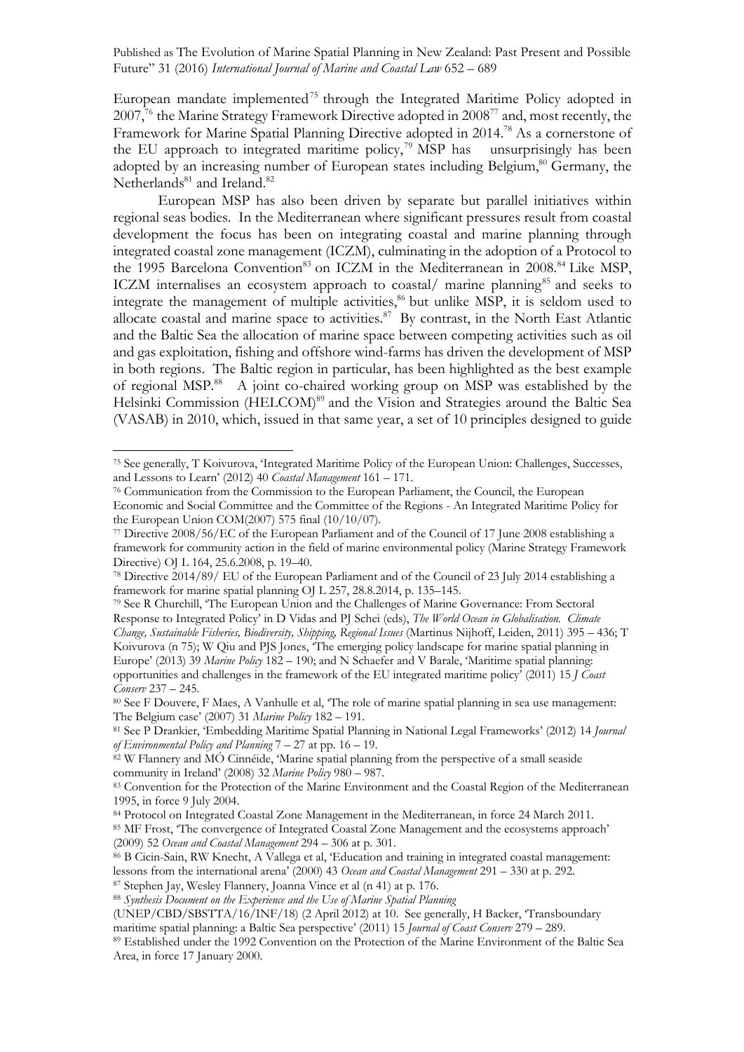European mandate implemented[75] through the Integrated Maritime Policy adopted in 2007,[76] the Marine Strategy Framework Directive adopted in 2008[77] and, most recently, the Framework for Marine Spatial Planning Directive adopted in 2014.[78] As a cornerstone of the EU approach to integrated maritime policy,[79] MSP has unsurprisingly has been adopted by an increasing number of European states including Belgium,[80] Germany, the Netherlands[81] and Ireland.[82]

European MSP has also been driven by separate but parallel initiatives within regional seas bodies. In the Mediterranean where significant pressures result from coastal development the focus has been on integrating coastal and marine planning through integrated coastal zone management (ICZM), culminating in the adoption of a Protocol to the 1995 Barcelona Convention[83] on ICZM in the Mediterranean in 2008.[84] Like MSP, ICZM internalises an ecosystem approach to coastal/ marine planning[85] and seeks to integrate the management of multiple activities,[86] but unlike MSP, it is seldom used to allocate coastal and marine space to activities.[87] By contrast, in the North East Atlantic and the Baltic Sea the allocation of marine space between competing activities such as oil and gas exploitation, fishing and offshore wind-farms has driven the development of MSP in both regions. The Baltic region in particular, has been highlighted as the best example of regional MSP.[88] A joint co-chaired working group on MSP was established by the Helsinki Commission (HELCOM)[89] and the Vision and Strategies around the Baltic Sea (VASAB) in 2010, which, issued in that same year, a set of 10 principles designed to guide

---

[75] See generally, T Koivurova, 'Integrated Maritime Policy of the European Union: Challenges, Successes, and Lessons to Learn' (2012) 40 *Coastal Management* 161 – 171.

[76] Communication from the Commission to the European Parliament, the Council, the European Economic and Social Committee and the Committee of the Regions - An Integrated Maritime Policy for the European Union COM(2007) 575 final (10/10/07).

[77] Directive 2008/56/EC of the European Parliament and of the Council of 17 June 2008 establishing a framework for community action in the field of marine environmental policy (Marine Strategy Framework Directive) OJ L 164, 25.6.2008, p. 19–40.

[78] Directive 2014/89/ EU of the European Parliament and of the Council of 23 July 2014 establishing a framework for marine spatial planning OJ L 257, 28.8.2014, p. 135–145.

[79] See R Churchill, 'The European Union and the Challenges of Marine Governance: From Sectoral Response to Integrated Policy' in D Vidas and PJ Schei (eds), *The World Ocean in Globalisation. Climate Change, Sustainable Fisheries, Biodiversity, Shipping, Regional Issues* (Martinus Nijhoff, Leiden, 2011) 395 – 436; T Koivurova (n 75); W Qiu and PJS Jones, 'The emerging policy landscape for marine spatial planning in Europe' (2013) 39 *Marine Policy* 182 – 190; and N Schaefer and V Barale, 'Maritime spatial planning: opportunities and challenges in the framework of the EU integrated maritime policy' (2011) 15 *J Coast Conserv* 237 – 245.

[80] See F Douvere, F Maes, A Vanhulle et al, 'The role of marine spatial planning in sea use management: The Belgium case' (2007) 31 *Marine Policy* 182 – 191.

[81] See P Drankier, 'Embedding Maritime Spatial Planning in National Legal Frameworks' (2012) 14 *Journal of Environmental Policy and Planning* 7 – 27 at pp. 16 – 19.

[82] W Flannery and MÓ Cinnéide, 'Marine spatial planning from the perspective of a small seaside community in Ireland' (2008) 32 *Marine Policy* 980 – 987.

[83] Convention for the Protection of the Marine Environment and the Coastal Region of the Mediterranean 1995, in force 9 July 2004.

[84] Protocol on Integrated Coastal Zone Management in the Mediterranean, in force 24 March 2011.

[85] MF Frost, 'The convergence of Integrated Coastal Zone Management and the ecosystems approach' (2009) 52 *Ocean and Coastal Management* 294 – 306 at p. 301.

[86] B Cicin-Sain, RW Knecht, A Vallega et al, 'Education and training in integrated coastal management: lessons from the international arena' (2000) 43 *Ocean and Coastal Management* 291 – 330 at p. 292.

[87] Stephen Jay, Wesley Flannery, Joanna Vince et al (n 41) at p. 176.

[88] *Synthesis Document on the Experience and the Use of Marine Spatial Planning* (UNEP/CBD/SBSTTA/16/INF/18) (2 April 2012) at 10. See generally, H Backer, 'Transboundary maritime spatial planning: a Baltic Sea perspective' (2011) 15 *Journal of Coast Conserv* 279 – 289.

[89] Established under the 1992 Convention on the Protection of the Marine Environment of the Baltic Sea Area, in force 17 January 2000.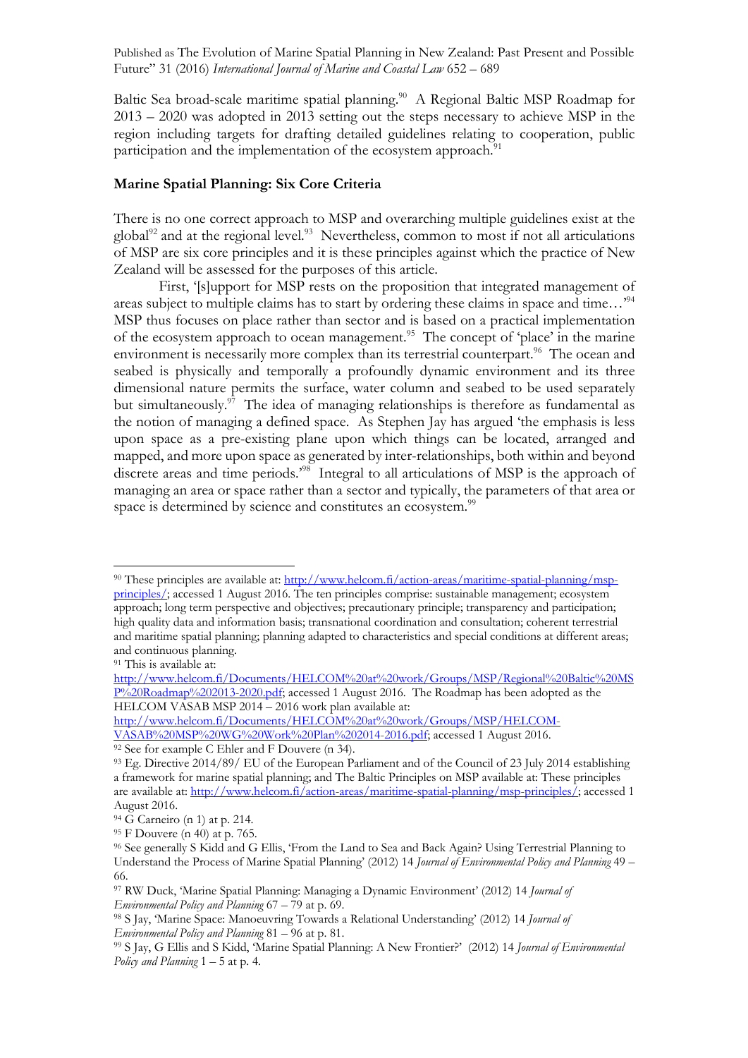Baltic Sea broad-scale maritime spatial planning.[90] A Regional Baltic MSP Roadmap for 2013 – 2020 was adopted in 2013 setting out the steps necessary to achieve MSP in the region including targets for drafting detailed guidelines relating to cooperation, public participation and the implementation of the ecosystem approach.[91]

## Marine Spatial Planning: Six Core Criteria

There is no one correct approach to MSP and overarching multiple guidelines exist at the global[92] and at the regional level.[93] Nevertheless, common to most if not all articulations of MSP are six core principles and it is these principles against which the practice of New Zealand will be assessed for the purposes of this article.

First, '[s]upport for MSP rests on the proposition that integrated management of areas subject to multiple claims has to start by ordering these claims in space and time…'[94] MSP thus focuses on place rather than sector and is based on a practical implementation of the ecosystem approach to ocean management.[95] The concept of 'place' in the marine environment is necessarily more complex than its terrestrial counterpart.[96] The ocean and seabed is physically and temporally a profoundly dynamic environment and its three dimensional nature permits the surface, water column and seabed to be used separately but simultaneously.[97] The idea of managing relationships is therefore as fundamental as the notion of managing a defined space. As Stephen Jay has argued 'the emphasis is less upon space as a pre-existing plane upon which things can be located, arranged and mapped, and more upon space as generated by inter-relationships, both within and beyond discrete areas and time periods.'[98] Integral to all articulations of MSP is the approach of managing an area or space rather than a sector and typically, the parameters of that area or space is determined by science and constitutes an ecosystem.[99]

---

[90] These principles are available at: http://www.helcom.fi/action-areas/maritime-spatial-planning/msp-principles/; accessed 1 August 2016. The ten principles comprise: sustainable management; ecosystem approach; long term perspective and objectives; precautionary principle; transparency and participation; high quality data and information basis; transnational coordination and consultation; coherent terrestrial and maritime spatial planning; planning adapted to characteristics and special conditions at different areas; and continuous planning.

[91] This is available at: http://www.helcom.fi/Documents/HELCOM%20at%20work/Groups/MSP/Regional%20Baltic%20MSP%20Roadmap%202013-2020.pdf; accessed 1 August 2016. The Roadmap has been adopted as the HELCOM VASAB MSP 2014 – 2016 work plan available at: http://www.helcom.fi/Documents/HELCOM%20at%20work/Groups/MSP/HELCOM-VASAB%20MSP%20WG%20Work%20Plan%202014-2016.pdf; accessed 1 August 2016.

[92] See for example C Ehler and F Douvere (n 34).

[93] Eg. Directive 2014/89/ EU of the European Parliament and of the Council of 23 July 2014 establishing a framework for marine spatial planning; and The Baltic Principles on MSP available at: These principles are available at: http://www.helcom.fi/action-areas/maritime-spatial-planning/msp-principles/; accessed 1 August 2016.

[94] G Carneiro (n 1) at p. 214.

[95] F Douvere (n 40) at p. 765.

[96] See generally S Kidd and G Ellis, 'From the Land to Sea and Back Again? Using Terrestrial Planning to Understand the Process of Marine Spatial Planning' (2012) 14 *Journal of Environmental Policy and Planning* 49 – 66.

[97] RW Duck, 'Marine Spatial Planning: Managing a Dynamic Environment' (2012) 14 *Journal of Environmental Policy and Planning* 67 – 79 at p. 69.

[98] S Jay, 'Marine Space: Manoeuvring Towards a Relational Understanding' (2012) 14 *Journal of Environmental Policy and Planning* 81 – 96 at p. 81.

[99] S Jay, G Ellis and S Kidd, 'Marine Spatial Planning: A New Frontier?' (2012) 14 *Journal of Environmental Policy and Planning* 1 – 5 at p. 4.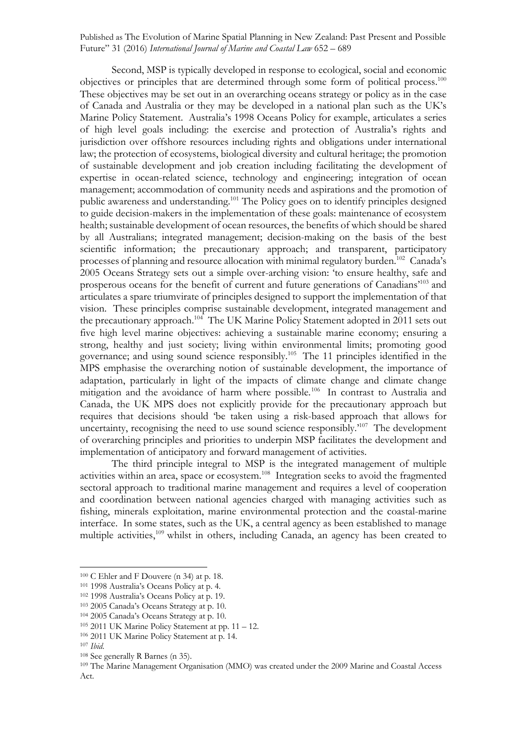Second, MSP is typically developed in response to ecological, social and economic objectives or principles that are determined through some form of political process.[100] These objectives may be set out in an overarching oceans strategy or policy as in the case of Canada and Australia or they may be developed in a national plan such as the UK's Marine Policy Statement. Australia's 1998 Oceans Policy for example, articulates a series of high level goals including: the exercise and protection of Australia's rights and jurisdiction over offshore resources including rights and obligations under international law; the protection of ecosystems, biological diversity and cultural heritage; the promotion of sustainable development and job creation including facilitating the development of expertise in ocean-related science, technology and engineering; integration of ocean management; accommodation of community needs and aspirations and the promotion of public awareness and understanding.[101] The Policy goes on to identify principles designed to guide decision-makers in the implementation of these goals: maintenance of ecosystem health; sustainable development of ocean resources, the benefits of which should be shared by all Australians; integrated management; decision-making on the basis of the best scientific information; the precautionary approach; and transparent, participatory processes of planning and resource allocation with minimal regulatory burden.[102] Canada's 2005 Oceans Strategy sets out a simple over-arching vision: 'to ensure healthy, safe and prosperous oceans for the benefit of current and future generations of Canadians'[103] and articulates a spare triumvirate of principles designed to support the implementation of that vision. These principles comprise sustainable development, integrated management and the precautionary approach.[104] The UK Marine Policy Statement adopted in 2011 sets out five high level marine objectives: achieving a sustainable marine economy; ensuring a strong, healthy and just society; living within environmental limits; promoting good governance; and using sound science responsibly.[105] The 11 principles identified in the MPS emphasise the overarching notion of sustainable development, the importance of adaptation, particularly in light of the impacts of climate change and climate change mitigation and the avoidance of harm where possible.[106] In contrast to Australia and Canada, the UK MPS does not explicitly provide for the precautionary approach but requires that decisions should 'be taken using a risk-based approach that allows for uncertainty, recognising the need to use sound science responsibly.'[107] The development of overarching principles and priorities to underpin MSP facilitates the development and implementation of anticipatory and forward management of activities.

The third principle integral to MSP is the integrated management of multiple activities within an area, space or ecosystem.[108] Integration seeks to avoid the fragmented sectoral approach to traditional marine management and requires a level of cooperation and coordination between national agencies charged with managing activities such as fishing, minerals exploitation, marine environmental protection and the coastal-marine interface. In some states, such as the UK, a central agency as been established to manage multiple activities,[109] whilst in others, including Canada, an agency has been created to

---

[100] C Ehler and F Douvere (n 34) at p. 18.

[101] 1998 Australia's Oceans Policy at p. 4.

[102] 1998 Australia's Oceans Policy at p. 19.

[103] 2005 Canada's Oceans Strategy at p. 10.

[104] 2005 Canada's Oceans Strategy at p. 10.

[105] 2011 UK Marine Policy Statement at pp. 11 – 12.

[106] 2011 UK Marine Policy Statement at p. 14.

[107] *Ibid.*

[108] See generally R Barnes (n 35).

[109] The Marine Management Organisation (MMO) was created under the 2009 Marine and Coastal Access Act.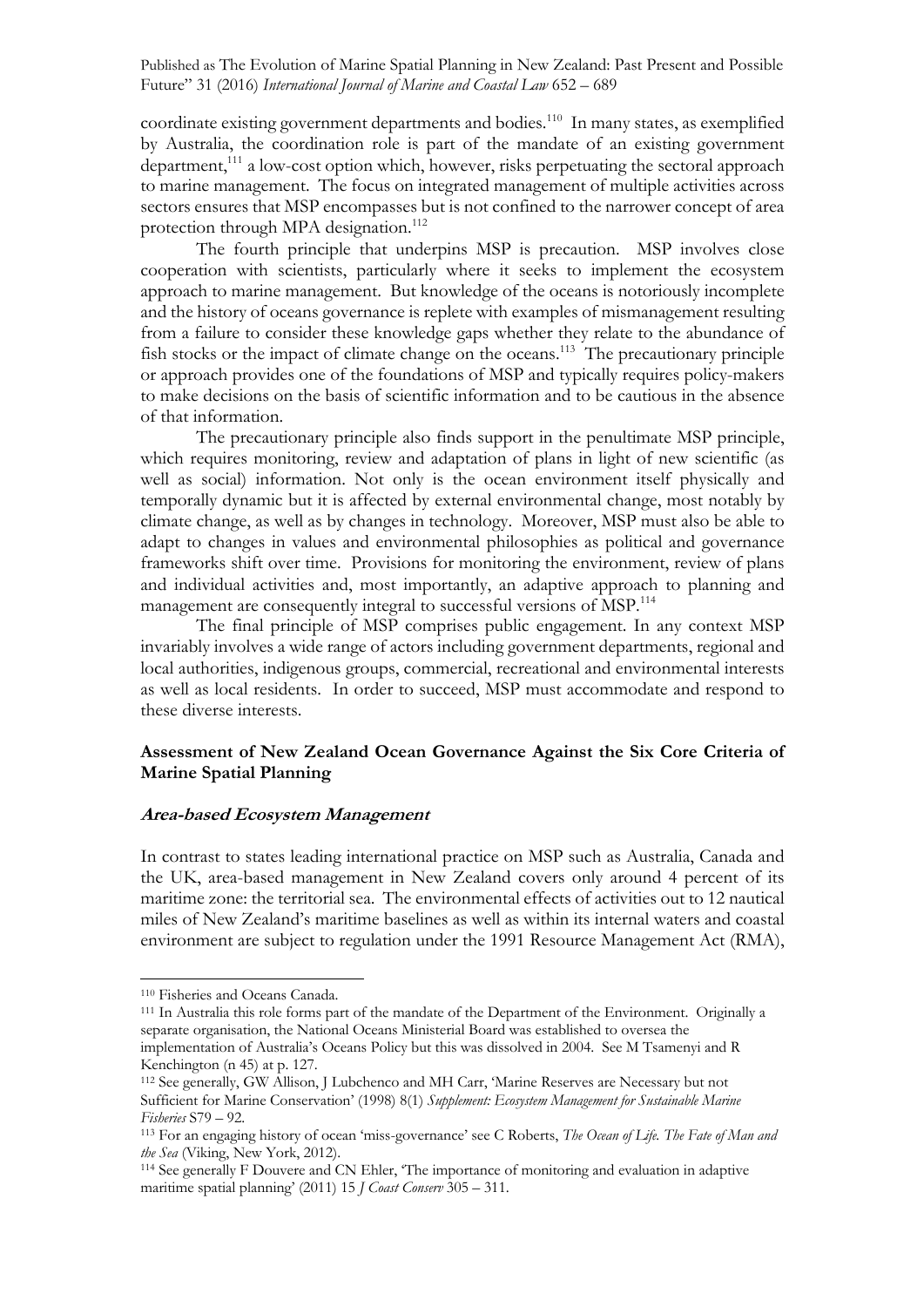coordinate existing government departments and bodies.[110] In many states, as exemplified by Australia, the coordination role is part of the mandate of an existing government department,[111] a low-cost option which, however, risks perpetuating the sectoral approach to marine management. The focus on integrated management of multiple activities across sectors ensures that MSP encompasses but is not confined to the narrower concept of area protection through MPA designation.[112]

The fourth principle that underpins MSP is precaution. MSP involves close cooperation with scientists, particularly where it seeks to implement the ecosystem approach to marine management. But knowledge of the oceans is notoriously incomplete and the history of oceans governance is replete with examples of mismanagement resulting from a failure to consider these knowledge gaps whether they relate to the abundance of fish stocks or the impact of climate change on the oceans.[113] The precautionary principle or approach provides one of the foundations of MSP and typically requires policy-makers to make decisions on the basis of scientific information and to be cautious in the absence of that information.

The precautionary principle also finds support in the penultimate MSP principle, which requires monitoring, review and adaptation of plans in light of new scientific (as well as social) information. Not only is the ocean environment itself physically and temporally dynamic but it is affected by external environmental change, most notably by climate change, as well as by changes in technology. Moreover, MSP must also be able to adapt to changes in values and environmental philosophies as political and governance frameworks shift over time. Provisions for monitoring the environment, review of plans and individual activities and, most importantly, an adaptive approach to planning and management are consequently integral to successful versions of MSP.[114]

The final principle of MSP comprises public engagement. In any context MSP invariably involves a wide range of actors including government departments, regional and local authorities, indigenous groups, commercial, recreational and environmental interests as well as local residents. In order to succeed, MSP must accommodate and respond to these diverse interests.

## Assessment of New Zealand Ocean Governance Against the Six Core Criteria of Marine Spatial Planning

### *Area-based Ecosystem Management*

In contrast to states leading international practice on MSP such as Australia, Canada and the UK, area-based management in New Zealand covers only around 4 percent of its maritime zone: the territorial sea. The environmental effects of activities out to 12 nautical miles of New Zealand's maritime baselines as well as within its internal waters and coastal environment are subject to regulation under the 1991 Resource Management Act (RMA),

---

[110] Fisheries and Oceans Canada.

[111] In Australia this role forms part of the mandate of the Department of the Environment. Originally a separate organisation, the National Oceans Ministerial Board was established to oversea the implementation of Australia's Oceans Policy but this was dissolved in 2004. See M Tsamenyi and R Kenchington (n 45) at p. 127.

[112] See generally, GW Allison, J Lubchenco and MH Carr, 'Marine Reserves are Necessary but not Sufficient for Marine Conservation' (1998) 8(1) *Supplement: Ecosystem Management for Sustainable Marine Fisheries* S79 – 92.

[113] For an engaging history of ocean 'miss-governance' see C Roberts, *The Ocean of Life. The Fate of Man and the Sea* (Viking, New York, 2012).

[114] See generally F Douvere and CN Ehler, 'The importance of monitoring and evaluation in adaptive maritime spatial planning' (2011) 15 *J Coast Conserv* 305 – 311.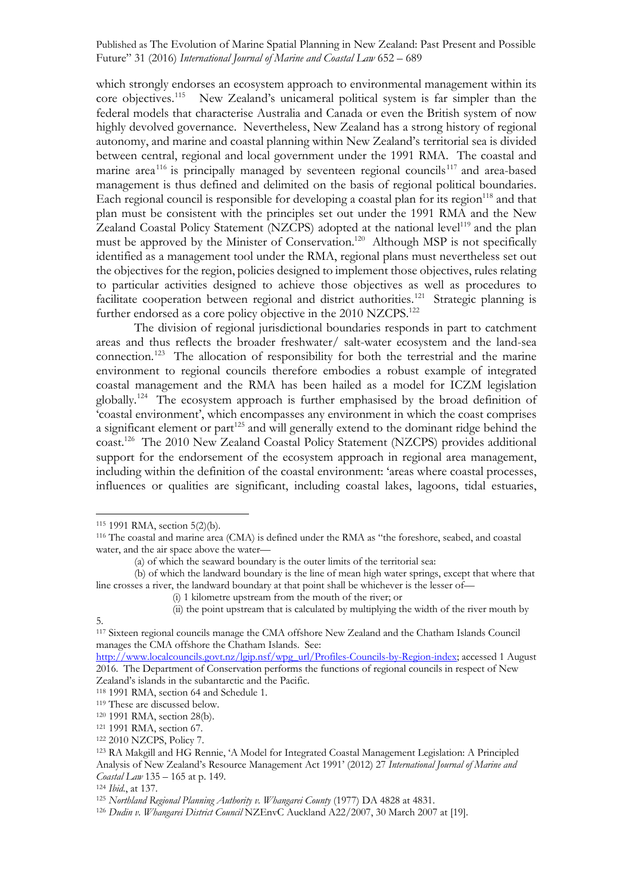which strongly endorses an ecosystem approach to environmental management within its core objectives.[115] New Zealand's unicameral political system is far simpler than the federal models that characterise Australia and Canada or even the British system of now highly devolved governance. Nevertheless, New Zealand has a strong history of regional autonomy, and marine and coastal planning within New Zealand's territorial sea is divided between central, regional and local government under the 1991 RMA. The coastal and marine area[116] is principally managed by seventeen regional councils[117] and area-based management is thus defined and delimited on the basis of regional political boundaries. Each regional council is responsible for developing a coastal plan for its region[118] and that plan must be consistent with the principles set out under the 1991 RMA and the New Zealand Coastal Policy Statement (NZCPS) adopted at the national level[119] and the plan must be approved by the Minister of Conservation.[120] Although MSP is not specifically identified as a management tool under the RMA, regional plans must nevertheless set out the objectives for the region, policies designed to implement those objectives, rules relating to particular activities designed to achieve those objectives as well as procedures to facilitate cooperation between regional and district authorities.[121] Strategic planning is further endorsed as a core policy objective in the 2010 NZCPS.[122]

The division of regional jurisdictional boundaries responds in part to catchment areas and thus reflects the broader freshwater/ salt-water ecosystem and the land-sea connection.[123] The allocation of responsibility for both the terrestrial and the marine environment to regional councils therefore embodies a robust example of integrated coastal management and the RMA has been hailed as a model for ICZM legislation globally.[124] The ecosystem approach is further emphasised by the broad definition of 'coastal environment', which encompasses any environment in which the coast comprises a significant element or part[125] and will generally extend to the dominant ridge behind the coast.[126] The 2010 New Zealand Coastal Policy Statement (NZCPS) provides additional support for the endorsement of the ecosystem approach in regional area management, including within the definition of the coastal environment: 'areas where coastal processes, influences or qualities are significant, including coastal lakes, lagoons, tidal estuaries,

---

[115] 1991 RMA, section 5(2)(b).

[116] The coastal and marine area (CMA) is defined under the RMA as "the foreshore, seabed, and coastal water, and the air space above the water—

(a) of which the seaward boundary is the outer limits of the territorial sea:

(b) of which the landward boundary is the line of mean high water springs, except that where that line crosses a river, the landward boundary at that point shall be whichever is the lesser of—

(i) 1 kilometre upstream from the mouth of the river; or

(ii) the point upstream that is calculated by multiplying the width of the river mouth by 5.

[117] Sixteen regional councils manage the CMA offshore New Zealand and the Chatham Islands Council manages the CMA offshore the Chatham Islands. See: http://www.localcouncils.govt.nz/lgip.nsf/wpg_url/Profiles-Councils-by-Region-index; accessed 1 August 2016. The Department of Conservation performs the functions of regional councils in respect of New Zealand's islands in the subantarctic and the Pacific.

[118] 1991 RMA, section 64 and Schedule 1.

[119] These are discussed below.

[120] 1991 RMA, section 28(b).

[121] 1991 RMA, section 67.

[122] 2010 NZCPS, Policy 7.

[123] RA Makgill and HG Rennie, 'A Model for Integrated Coastal Management Legislation: A Principled Analysis of New Zealand's Resource Management Act 1991' (2012) 27 *International Journal of Marine and Coastal Law* 135 – 165 at p. 149.

[124] *Ibid*., at 137.

[125] *Northland Regional Planning Authority v. Whangarei County* (1977) DA 4828 at 4831.

[126] *Dudin v. Whangarei District Council* NZEnvC Auckland A22/2007, 30 March 2007 at [19].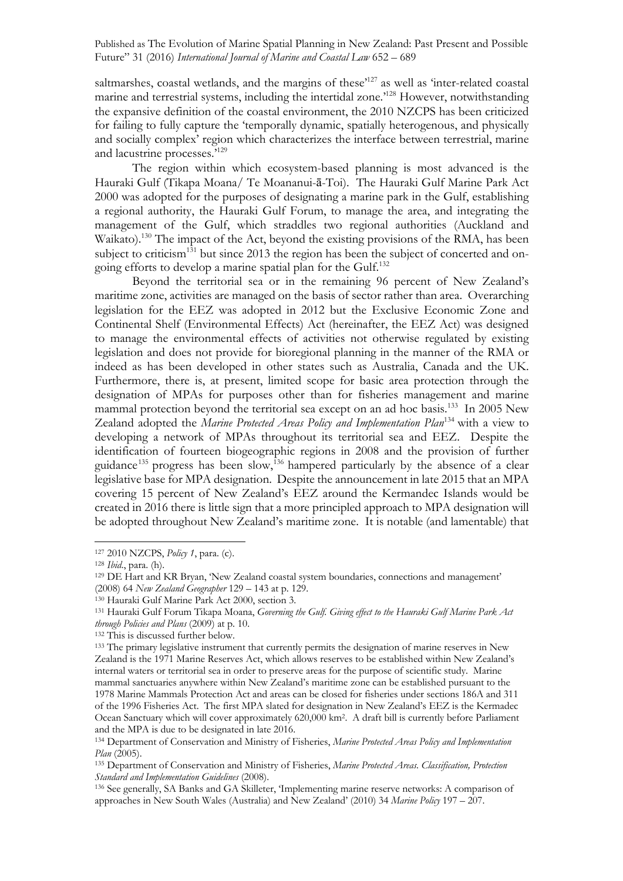saltmarshes, coastal wetlands, and the margins of these'[127] as well as 'inter-related coastal marine and terrestrial systems, including the intertidal zone.'[128] However, notwithstanding the expansive definition of the coastal environment, the 2010 NZCPS has been criticized for failing to fully capture the 'temporally dynamic, spatially heterogenous, and physically and socially complex' region which characterizes the interface between terrestrial, marine and lacustrine processes.'[129]

The region within which ecosystem-based planning is most advanced is the Hauraki Gulf (Tikapa Moana/ Te Moananui-ā-Toi). The Hauraki Gulf Marine Park Act 2000 was adopted for the purposes of designating a marine park in the Gulf, establishing a regional authority, the Hauraki Gulf Forum, to manage the area, and integrating the management of the Gulf, which straddles two regional authorities (Auckland and Waikato).[130] The impact of the Act, beyond the existing provisions of the RMA, has been subject to criticism[131] but since 2013 the region has been the subject of concerted and on-going efforts to develop a marine spatial plan for the Gulf.[132]

Beyond the territorial sea or in the remaining 96 percent of New Zealand's maritime zone, activities are managed on the basis of sector rather than area. Overarching legislation for the EEZ was adopted in 2012 but the Exclusive Economic Zone and Continental Shelf (Environmental Effects) Act (hereinafter, the EEZ Act) was designed to manage the environmental effects of activities not otherwise regulated by existing legislation and does not provide for bioregional planning in the manner of the RMA or indeed as has been developed in other states such as Australia, Canada and the UK. Furthermore, there is, at present, limited scope for basic area protection through the designation of MPAs for purposes other than for fisheries management and marine mammal protection beyond the territorial sea except on an ad hoc basis.[133] In 2005 New Zealand adopted the *Marine Protected Areas Policy and Implementation Plan*[134] with a view to developing a network of MPAs throughout its territorial sea and EEZ. Despite the identification of fourteen biogeographic regions in 2008 and the provision of further guidance[135] progress has been slow,[136] hampered particularly by the absence of a clear legislative base for MPA designation. Despite the announcement in late 2015 that an MPA covering 15 percent of New Zealand's EEZ around the Kermandec Islands would be created in 2016 there is little sign that a more principled approach to MPA designation will be adopted throughout New Zealand's maritime zone. It is notable (and lamentable) that

---

[127] 2010 NZCPS, *Policy 1*, para. (c).

[128] *Ibid*., para. (h).

[129] DE Hart and KR Bryan, 'New Zealand coastal system boundaries, connections and management' (2008) 64 *New Zealand Geographer* 129 – 143 at p. 129.

[130] Hauraki Gulf Marine Park Act 2000, section 3.

[131] Hauraki Gulf Forum Tikapa Moana, *Governing the Gulf. Giving effect to the Hauraki Gulf Marine Park Act through Policies and Plans* (2009) at p. 10.

[132] This is discussed further below.

[133] The primary legislative instrument that currently permits the designation of marine reserves in New Zealand is the 1971 Marine Reserves Act, which allows reserves to be established within New Zealand's internal waters or territorial sea in order to preserve areas for the purpose of scientific study. Marine mammal sanctuaries anywhere within New Zealand's maritime zone can be established pursuant to the 1978 Marine Mammals Protection Act and areas can be closed for fisheries under sections 186A and 311 of the 1996 Fisheries Act. The first MPA slated for designation in New Zealand's EEZ is the Kermadec Ocean Sanctuary which will cover approximately 620,000 km². A draft bill is currently before Parliament and the MPA is due to be designated in late 2016.

[134] Department of Conservation and Ministry of Fisheries, *Marine Protected Areas Policy and Implementation Plan* (2005).

[135] Department of Conservation and Ministry of Fisheries, *Marine Protected Areas. Classification, Protection Standard and Implementation Guidelines* (2008).

[136] See generally, SA Banks and GA Skilleter, 'Implementing marine reserve networks: A comparison of approaches in New South Wales (Australia) and New Zealand' (2010) 34 *Marine Policy* 197 – 207.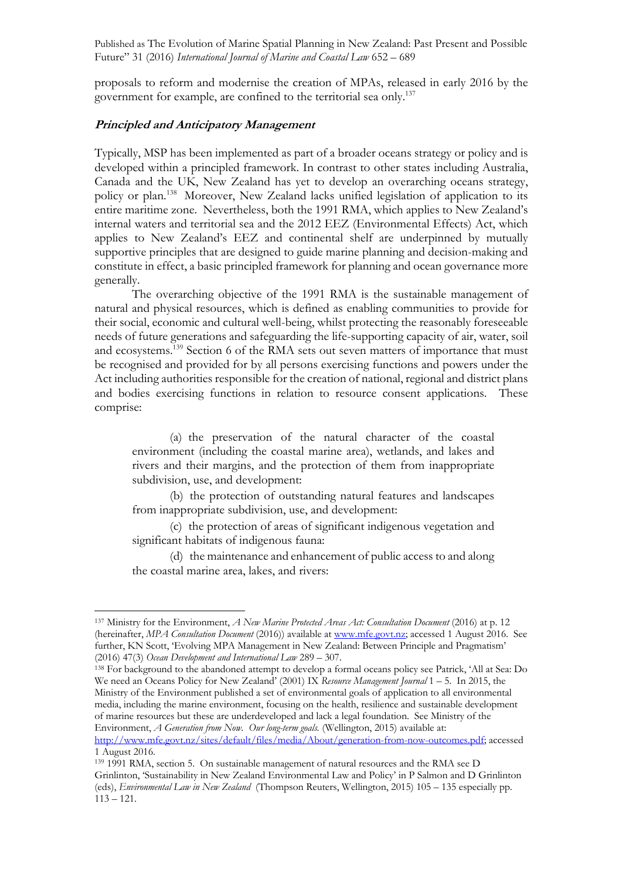proposals to reform and modernise the creation of MPAs, released in early 2016 by the government for example, are confined to the territorial sea only.[137]

### ***Principled and Anticipatory Management***

Typically, MSP has been implemented as part of a broader oceans strategy or policy and is developed within a principled framework. In contrast to other states including Australia, Canada and the UK, New Zealand has yet to develop an overarching oceans strategy, policy or plan.[138] Moreover, New Zealand lacks unified legislation of application to its entire maritime zone. Nevertheless, both the 1991 RMA, which applies to New Zealand's internal waters and territorial sea and the 2012 EEZ (Environmental Effects) Act, which applies to New Zealand's EEZ and continental shelf are underpinned by mutually supportive principles that are designed to guide marine planning and decision-making and constitute in effect, a basic principled framework for planning and ocean governance more generally.

The overarching objective of the 1991 RMA is the sustainable management of natural and physical resources, which is defined as enabling communities to provide for their social, economic and cultural well-being, whilst protecting the reasonably foreseeable needs of future generations and safeguarding the life-supporting capacity of air, water, soil and ecosystems.[139] Section 6 of the RMA sets out seven matters of importance that must be recognised and provided for by all persons exercising functions and powers under the Act including authorities responsible for the creation of national, regional and district plans and bodies exercising functions in relation to resource consent applications. These comprise:

> (a) the preservation of the natural character of the coastal environment (including the coastal marine area), wetlands, and lakes and rivers and their margins, and the protection of them from inappropriate subdivision, use, and development:
>
> (b) the protection of outstanding natural features and landscapes from inappropriate subdivision, use, and development:
>
> (c) the protection of areas of significant indigenous vegetation and significant habitats of indigenous fauna:
>
> (d) the maintenance and enhancement of public access to and along the coastal marine area, lakes, and rivers:

---

[137] Ministry for the Environment, *A New Marine Protected Areas Act: Consultation Document* (2016) at p. 12 (hereinafter, *MPA Consultation Document* (2016)) available at www.mfe.govt.nz; accessed 1 August 2016. See further, KN Scott, 'Evolving MPA Management in New Zealand: Between Principle and Pragmatism' (2016) 47(3) *Ocean Development and International Law* 289 – 307.

[138] For background to the abandoned attempt to develop a formal oceans policy see Patrick, 'All at Sea: Do We need an Oceans Policy for New Zealand' (2001) IX *Resource Management Journal* 1 – 5. In 2015, the Ministry of the Environment published a set of environmental goals of application to all environmental media, including the marine environment, focusing on the health, resilience and sustainable development of marine resources but these are underdeveloped and lack a legal foundation. See Ministry of the Environment, *A Generation from Now. Our long-term goals.* (Wellington, 2015) available at: http://www.mfe.govt.nz/sites/default/files/media/About/generation-from-now-outcomes.pdf; accessed 1 August 2016.

[139] 1991 RMA, section 5. On sustainable management of natural resources and the RMA see D Grinlinton, 'Sustainability in New Zealand Environmental Law and Policy' in P Salmon and D Grinlinton (eds), *Environmental Law in New Zealand* (Thompson Reuters, Wellington, 2015) 105 – 135 especially pp. 113 – 121.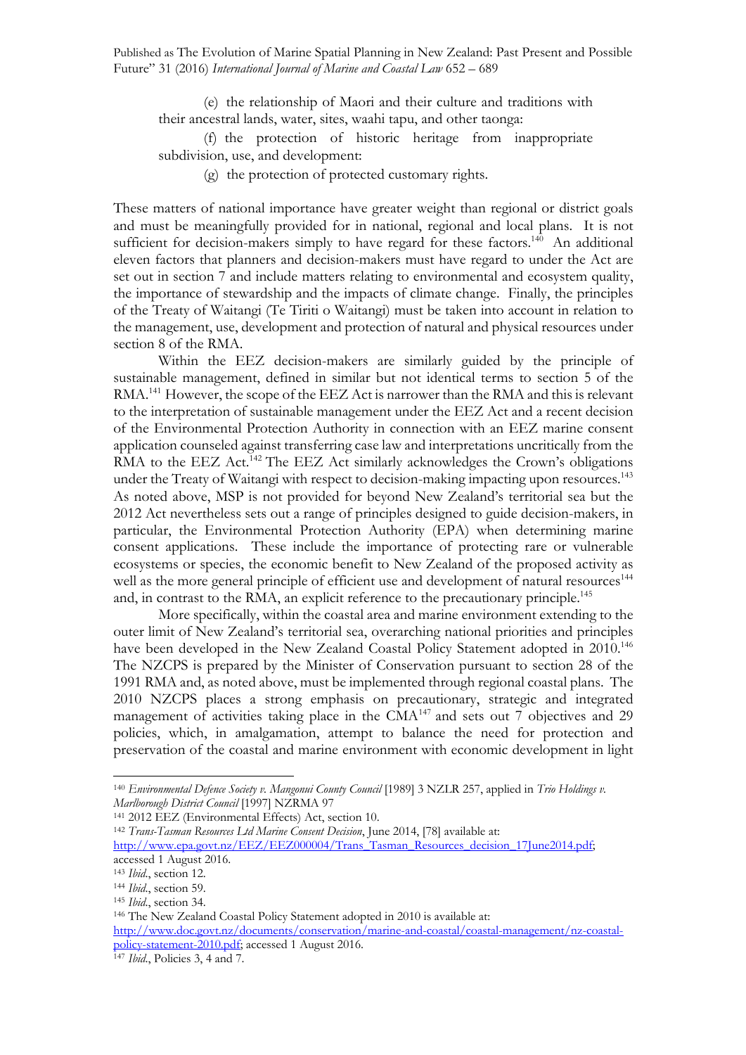(e) the relationship of Maori and their culture and traditions with their ancestral lands, water, sites, waahi tapu, and other taonga:

(f) the protection of historic heritage from inappropriate subdivision, use, and development:

(g) the protection of protected customary rights.

These matters of national importance have greater weight than regional or district goals and must be meaningfully provided for in national, regional and local plans. It is not sufficient for decision-makers simply to have regard for these factors.[140] An additional eleven factors that planners and decision-makers must have regard to under the Act are set out in section 7 and include matters relating to environmental and ecosystem quality, the importance of stewardship and the impacts of climate change. Finally, the principles of the Treaty of Waitangi (Te Tiriti o Waitangi) must be taken into account in relation to the management, use, development and protection of natural and physical resources under section 8 of the RMA.

Within the EEZ decision-makers are similarly guided by the principle of sustainable management, defined in similar but not identical terms to section 5 of the RMA.[141] However, the scope of the EEZ Act is narrower than the RMA and this is relevant to the interpretation of sustainable management under the EEZ Act and a recent decision of the Environmental Protection Authority in connection with an EEZ marine consent application counseled against transferring case law and interpretations uncritically from the RMA to the EEZ Act.[142] The EEZ Act similarly acknowledges the Crown's obligations under the Treaty of Waitangi with respect to decision-making impacting upon resources.[143] As noted above, MSP is not provided for beyond New Zealand's territorial sea but the 2012 Act nevertheless sets out a range of principles designed to guide decision-makers, in particular, the Environmental Protection Authority (EPA) when determining marine consent applications. These include the importance of protecting rare or vulnerable ecosystems or species, the economic benefit to New Zealand of the proposed activity as well as the more general principle of efficient use and development of natural resources[144] and, in contrast to the RMA, an explicit reference to the precautionary principle.[145]

More specifically, within the coastal area and marine environment extending to the outer limit of New Zealand's territorial sea, overarching national priorities and principles have been developed in the New Zealand Coastal Policy Statement adopted in 2010.[146] The NZCPS is prepared by the Minister of Conservation pursuant to section 28 of the 1991 RMA and, as noted above, must be implemented through regional coastal plans. The 2010 NZCPS places a strong emphasis on precautionary, strategic and integrated management of activities taking place in the CMA[147] and sets out 7 objectives and 29 policies, which, in amalgamation, attempt to balance the need for protection and preservation of the coastal and marine environment with economic development in light

---

[140] *Environmental Defence Society v. Mangonui County Council* [1989] 3 NZLR 257, applied in *Trio Holdings v. Marlborough District Council* [1997] NZRMA 97

[141] 2012 EEZ (Environmental Effects) Act, section 10.

[142] *Trans-Tasman Resources Ltd Marine Consent Decision*, June 2014, [78] available at: http://www.epa.govt.nz/EEZ/EEZ000004/Trans_Tasman_Resources_decision_17June2014.pdf; accessed 1 August 2016.

[143] *Ibid*., section 12.

[144] *Ibid*., section 59.

[145] *Ibid*., section 34.

[146] The New Zealand Coastal Policy Statement adopted in 2010 is available at: http://www.doc.govt.nz/documents/conservation/marine-and-coastal/coastal-management/nz-coastal-policy-statement-2010.pdf; accessed 1 August 2016.

[147] *Ibid*., Policies 3, 4 and 7.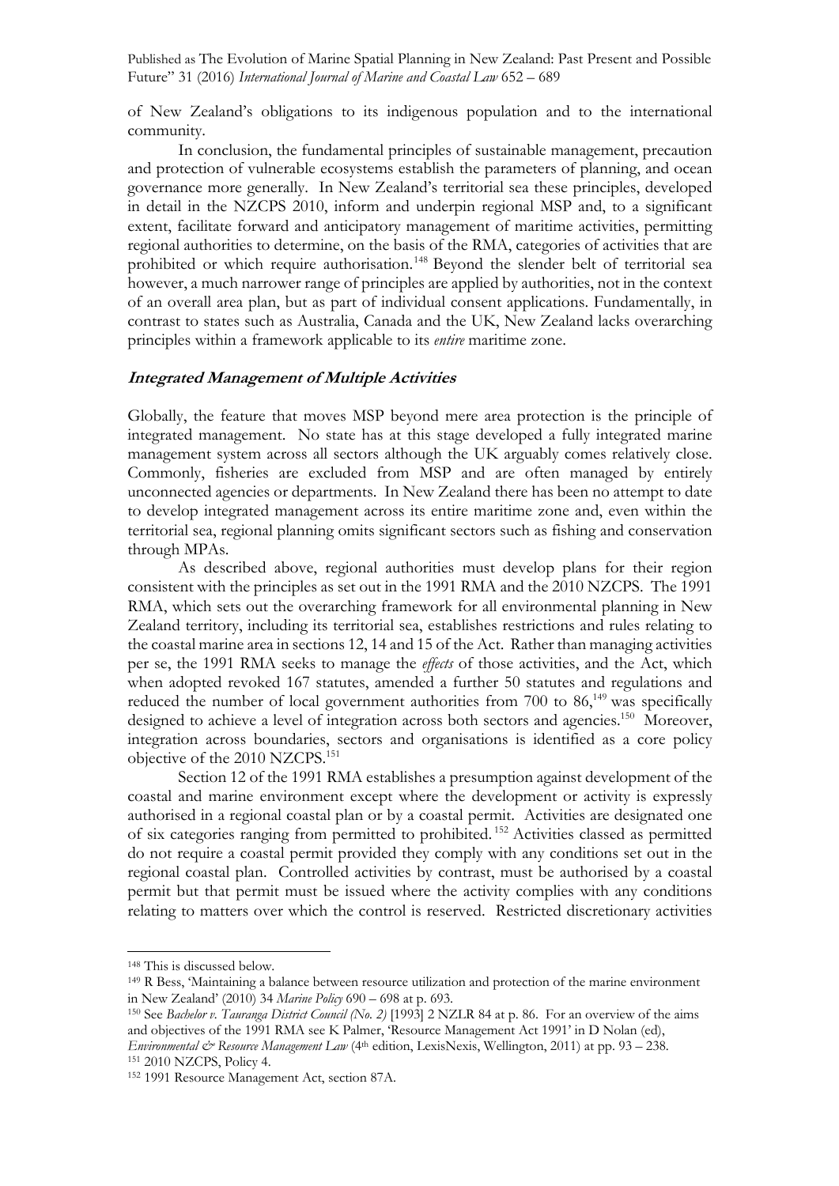of New Zealand's obligations to its indigenous population and to the international community.

In conclusion, the fundamental principles of sustainable management, precaution and protection of vulnerable ecosystems establish the parameters of planning, and ocean governance more generally. In New Zealand's territorial sea these principles, developed in detail in the NZCPS 2010, inform and underpin regional MSP and, to a significant extent, facilitate forward and anticipatory management of maritime activities, permitting regional authorities to determine, on the basis of the RMA, categories of activities that are prohibited or which require authorisation.[148] Beyond the slender belt of territorial sea however, a much narrower range of principles are applied by authorities, not in the context of an overall area plan, but as part of individual consent applications. Fundamentally, in contrast to states such as Australia, Canada and the UK, New Zealand lacks overarching principles within a framework applicable to its *entire* maritime zone.

### ***Integrated Management of Multiple Activities***

Globally, the feature that moves MSP beyond mere area protection is the principle of integrated management. No state has at this stage developed a fully integrated marine management system across all sectors although the UK arguably comes relatively close. Commonly, fisheries are excluded from MSP and are often managed by entirely unconnected agencies or departments. In New Zealand there has been no attempt to date to develop integrated management across its entire maritime zone and, even within the territorial sea, regional planning omits significant sectors such as fishing and conservation through MPAs.

As described above, regional authorities must develop plans for their region consistent with the principles as set out in the 1991 RMA and the 2010 NZCPS. The 1991 RMA, which sets out the overarching framework for all environmental planning in New Zealand territory, including its territorial sea, establishes restrictions and rules relating to the coastal marine area in sections 12, 14 and 15 of the Act. Rather than managing activities per se, the 1991 RMA seeks to manage the *effects* of those activities, and the Act, which when adopted revoked 167 statutes, amended a further 50 statutes and regulations and reduced the number of local government authorities from 700 to 86,[149] was specifically designed to achieve a level of integration across both sectors and agencies.[150] Moreover, integration across boundaries, sectors and organisations is identified as a core policy objective of the 2010 NZCPS.[151]

Section 12 of the 1991 RMA establishes a presumption against development of the coastal and marine environment except where the development or activity is expressly authorised in a regional coastal plan or by a coastal permit. Activities are designated one of six categories ranging from permitted to prohibited.[152] Activities classed as permitted do not require a coastal permit provided they comply with any conditions set out in the regional coastal plan. Controlled activities by contrast, must be authorised by a coastal permit but that permit must be issued where the activity complies with any conditions relating to matters over which the control is reserved. Restricted discretionary activities

---

[148] This is discussed below.

[149] R Bess, 'Maintaining a balance between resource utilization and protection of the marine environment in New Zealand' (2010) 34 *Marine Policy* 690 – 698 at p. 693.

[150] See *Bachelor v. Tauranga District Council (No. 2)* [1993] 2 NZLR 84 at p. 86. For an overview of the aims and objectives of the 1991 RMA see K Palmer, 'Resource Management Act 1991' in D Nolan (ed), *Environmental & Resource Management Law* (4th edition, LexisNexis, Wellington, 2011) at pp. 93 – 238.

[151] 2010 NZCPS, Policy 4.

[152] 1991 Resource Management Act, section 87A.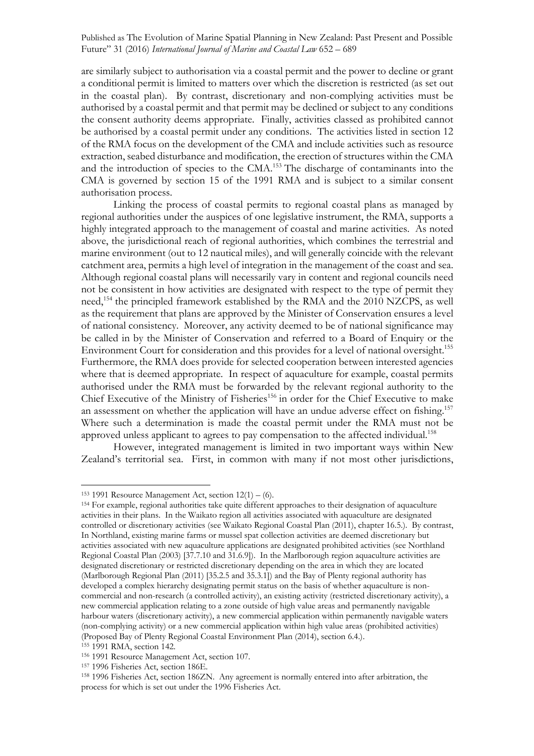are similarly subject to authorisation via a coastal permit and the power to decline or grant a conditional permit is limited to matters over which the discretion is restricted (as set out in the coastal plan). By contrast, discretionary and non-complying activities must be authorised by a coastal permit and that permit may be declined or subject to any conditions the consent authority deems appropriate. Finally, activities classed as prohibited cannot be authorised by a coastal permit under any conditions. The activities listed in section 12 of the RMA focus on the development of the CMA and include activities such as resource extraction, seabed disturbance and modification, the erection of structures within the CMA and the introduction of species to the CMA.[153] The discharge of contaminants into the CMA is governed by section 15 of the 1991 RMA and is subject to a similar consent authorisation process.

Linking the process of coastal permits to regional coastal plans as managed by regional authorities under the auspices of one legislative instrument, the RMA, supports a highly integrated approach to the management of coastal and marine activities. As noted above, the jurisdictional reach of regional authorities, which combines the terrestrial and marine environment (out to 12 nautical miles), and will generally coincide with the relevant catchment area, permits a high level of integration in the management of the coast and sea. Although regional coastal plans will necessarily vary in content and regional councils need not be consistent in how activities are designated with respect to the type of permit they need,[154] the principled framework established by the RMA and the 2010 NZCPS, as well as the requirement that plans are approved by the Minister of Conservation ensures a level of national consistency. Moreover, any activity deemed to be of national significance may be called in by the Minister of Conservation and referred to a Board of Enquiry or the Environment Court for consideration and this provides for a level of national oversight.[155] Furthermore, the RMA does provide for selected cooperation between interested agencies where that is deemed appropriate. In respect of aquaculture for example, coastal permits authorised under the RMA must be forwarded by the relevant regional authority to the Chief Executive of the Ministry of Fisheries[156] in order for the Chief Executive to make an assessment on whether the application will have an undue adverse effect on fishing.[157] Where such a determination is made the coastal permit under the RMA must not be approved unless applicant to agrees to pay compensation to the affected individual.[158]

However, integrated management is limited in two important ways within New Zealand's territorial sea. First, in common with many if not most other jurisdictions,

---

[153] 1991 Resource Management Act, section 12(1) – (6).

[154] For example, regional authorities take quite different approaches to their designation of aquaculture activities in their plans. In the Waikato region all activities associated with aquaculture are designated controlled or discretionary activities (see Waikato Regional Coastal Plan (2011), chapter 16.5.). By contrast, In Northland, existing marine farms or mussel spat collection activities are deemed discretionary but activities associated with new aquaculture applications are designated prohibited activities (see Northland Regional Coastal Plan (2003) [37.7.10 and 31.6.9]). In the Marlborough region aquaculture activities are designated discretionary or restricted discretionary depending on the area in which they are located (Marlborough Regional Plan (2011) [35.2.5 and 35.3.1]) and the Bay of Plenty regional authority has developed a complex hierarchy designating permit status on the basis of whether aquaculture is non-commercial and non-research (a controlled activity), an existing activity (restricted discretionary activity), a new commercial application relating to a zone outside of high value areas and permanently navigable harbour waters (discretionary activity), a new commercial application within permanently navigable waters (non-complying activity) or a new commercial application within high value areas (prohibited activities) (Proposed Bay of Plenty Regional Coastal Environment Plan (2014), section 6.4.).

[155] 1991 RMA, section 142.

[156] 1991 Resource Management Act, section 107.

[157] 1996 Fisheries Act, section 186E.

[158] 1996 Fisheries Act, section 186ZN. Any agreement is normally entered into after arbitration, the process for which is set out under the 1996 Fisheries Act.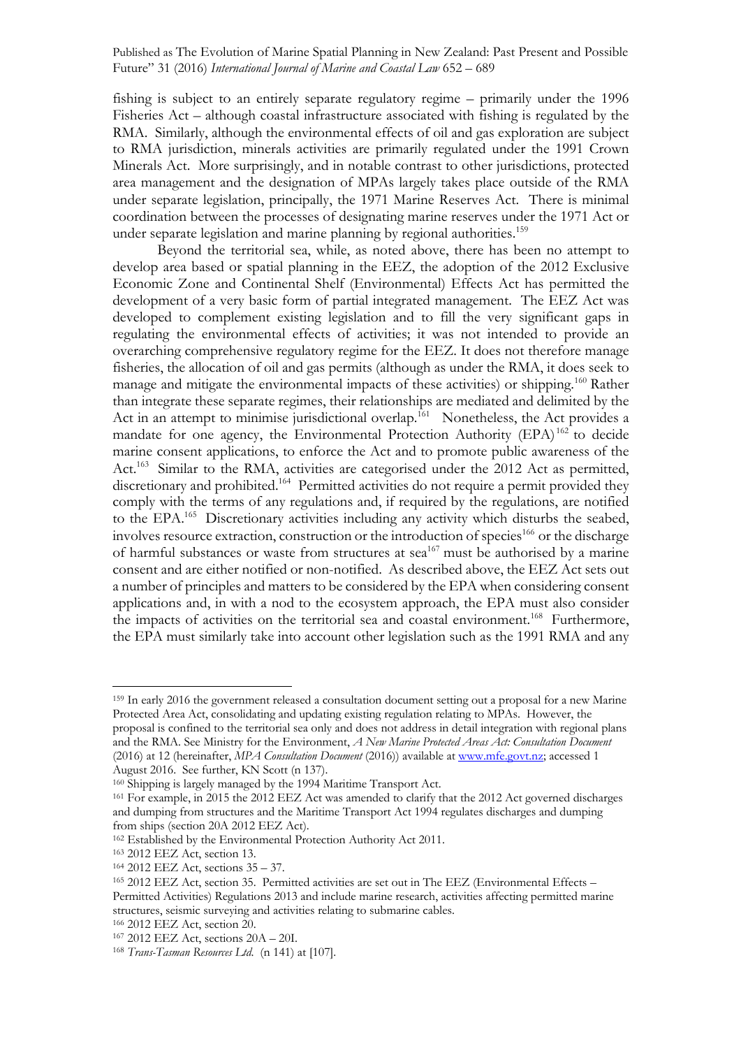fishing is subject to an entirely separate regulatory regime – primarily under the 1996 Fisheries Act – although coastal infrastructure associated with fishing is regulated by the RMA. Similarly, although the environmental effects of oil and gas exploration are subject to RMA jurisdiction, minerals activities are primarily regulated under the 1991 Crown Minerals Act. More surprisingly, and in notable contrast to other jurisdictions, protected area management and the designation of MPAs largely takes place outside of the RMA under separate legislation, principally, the 1971 Marine Reserves Act. There is minimal coordination between the processes of designating marine reserves under the 1971 Act or under separate legislation and marine planning by regional authorities.[159]

Beyond the territorial sea, while, as noted above, there has been no attempt to develop area based or spatial planning in the EEZ, the adoption of the 2012 Exclusive Economic Zone and Continental Shelf (Environmental) Effects Act has permitted the development of a very basic form of partial integrated management. The EEZ Act was developed to complement existing legislation and to fill the very significant gaps in regulating the environmental effects of activities; it was not intended to provide an overarching comprehensive regulatory regime for the EEZ. It does not therefore manage fisheries, the allocation of oil and gas permits (although as under the RMA, it does seek to manage and mitigate the environmental impacts of these activities) or shipping.[160] Rather than integrate these separate regimes, their relationships are mediated and delimited by the Act in an attempt to minimise jurisdictional overlap.[161] Nonetheless, the Act provides a mandate for one agency, the Environmental Protection Authority (EPA)[162] to decide marine consent applications, to enforce the Act and to promote public awareness of the Act.[163] Similar to the RMA, activities are categorised under the 2012 Act as permitted, discretionary and prohibited.[164] Permitted activities do not require a permit provided they comply with the terms of any regulations and, if required by the regulations, are notified to the EPA.[165] Discretionary activities including any activity which disturbs the seabed, involves resource extraction, construction or the introduction of species[166] or the discharge of harmful substances or waste from structures at sea[167] must be authorised by a marine consent and are either notified or non-notified. As described above, the EEZ Act sets out a number of principles and matters to be considered by the EPA when considering consent applications and, in with a nod to the ecosystem approach, the EPA must also consider the impacts of activities on the territorial sea and coastal environment.[168] Furthermore, the EPA must similarly take into account other legislation such as the 1991 RMA and any

---

[159] In early 2016 the government released a consultation document setting out a proposal for a new Marine Protected Area Act, consolidating and updating existing regulation relating to MPAs. However, the proposal is confined to the territorial sea only and does not address in detail integration with regional plans and the RMA. See Ministry for the Environment, *A New Marine Protected Areas Act: Consultation Document* (2016) at 12 (hereinafter, *MPA Consultation Document* (2016)) available at www.mfe.govt.nz; accessed 1 August 2016. See further, KN Scott (n 137).

[160] Shipping is largely managed by the 1994 Maritime Transport Act.

[161] For example, in 2015 the 2012 EEZ Act was amended to clarify that the 2012 Act governed discharges and dumping from structures and the Maritime Transport Act 1994 regulates discharges and dumping from ships (section 20A 2012 EEZ Act).

[162] Established by the Environmental Protection Authority Act 2011.

[163] 2012 EEZ Act, section 13.

[164] 2012 EEZ Act, sections 35 – 37.

[165] 2012 EEZ Act, section 35. Permitted activities are set out in The EEZ (Environmental Effects – Permitted Activities) Regulations 2013 and include marine research, activities affecting permitted marine structures, seismic surveying and activities relating to submarine cables.

[166] 2012 EEZ Act, section 20.

[167] 2012 EEZ Act, sections 20A – 20I.

[168] *Trans-Tasman Resources Ltd.* (n 141) at [107].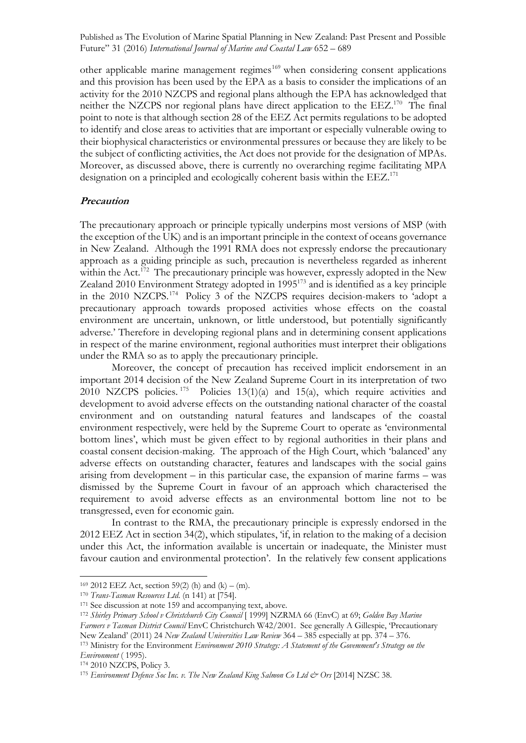other applicable marine management regimes[169] when considering consent applications and this provision has been used by the EPA as a basis to consider the implications of an activity for the 2010 NZCPS and regional plans although the EPA has acknowledged that neither the NZCPS nor regional plans have direct application to the EEZ.[170] The final point to note is that although section 28 of the EEZ Act permits regulations to be adopted to identify and close areas to activities that are important or especially vulnerable owing to their biophysical characteristics or environmental pressures or because they are likely to be the subject of conflicting activities, the Act does not provide for the designation of MPAs. Moreover, as discussed above, there is currently no overarching regime facilitating MPA designation on a principled and ecologically coherent basis within the EEZ.[171]

### *Precaution*

The precautionary approach or principle typically underpins most versions of MSP (with the exception of the UK) and is an important principle in the context of oceans governance in New Zealand. Although the 1991 RMA does not expressly endorse the precautionary approach as a guiding principle as such, precaution is nevertheless regarded as inherent within the Act.[172] The precautionary principle was however, expressly adopted in the New Zealand 2010 Environment Strategy adopted in 1995[173] and is identified as a key principle in the 2010 NZCPS.[174] Policy 3 of the NZCPS requires decision-makers to 'adopt a precautionary approach towards proposed activities whose effects on the coastal environment are uncertain, unknown, or little understood, but potentially significantly adverse.' Therefore in developing regional plans and in determining consent applications in respect of the marine environment, regional authorities must interpret their obligations under the RMA so as to apply the precautionary principle.

Moreover, the concept of precaution has received implicit endorsement in an important 2014 decision of the New Zealand Supreme Court in its interpretation of two 2010 NZCPS policies.[175] Policies 13(1)(a) and 15(a), which require activities and development to avoid adverse effects on the outstanding national character of the coastal environment and on outstanding natural features and landscapes of the coastal environment respectively, were held by the Supreme Court to operate as 'environmental bottom lines', which must be given effect to by regional authorities in their plans and coastal consent decision-making. The approach of the High Court, which 'balanced' any adverse effects on outstanding character, features and landscapes with the social gains arising from development – in this particular case, the expansion of marine farms – was dismissed by the Supreme Court in favour of an approach which characterised the requirement to avoid adverse effects as an environmental bottom line not to be transgressed, even for economic gain.

In contrast to the RMA, the precautionary principle is expressly endorsed in the 2012 EEZ Act in section 34(2), which stipulates, 'if, in relation to the making of a decision under this Act, the information available is uncertain or inadequate, the Minister must favour caution and environmental protection'. In the relatively few consent applications

---

[169] 2012 EEZ Act, section 59(2) (h) and (k) – (m).

[170] *Trans-Tasman Resources Ltd.* (n 141) at [754].

[171] See discussion at note 159 and accompanying text, above.

[172] *Shirley Primary School v Christchurch City Council* [ 1999] NZRMA 66 (EnvC) at 69; *Golden Bay Marine Farmers v Tasman District Council* EnvC Christchurch W42/2001. See generally A Gillespie, 'Precautionary New Zealand' (2011) 24 *New Zealand Universities Law Review* 364 – 385 especially at pp. 374 – 376.

[173] Ministry for the Environment *Environment 2010 Strategy: A Statement of the Government's Strategy on the Environment* ( 1995).

[174] 2010 NZCPS, Policy 3.

[175] *Environment Defence Soc Inc. v. The New Zealand King Salmon Co Ltd & Ors* [2014] NZSC 38.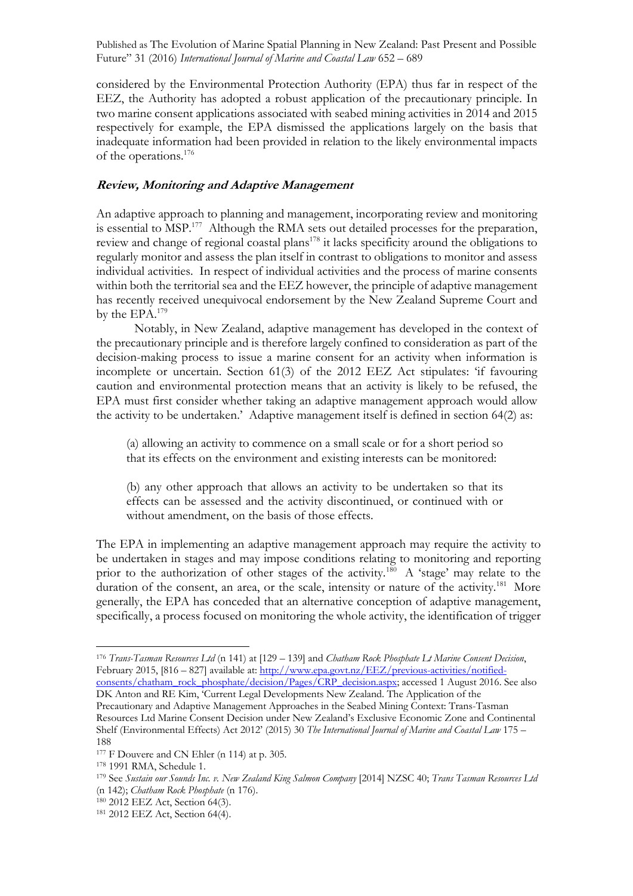considered by the Environmental Protection Authority (EPA) thus far in respect of the EEZ, the Authority has adopted a robust application of the precautionary principle. In two marine consent applications associated with seabed mining activities in 2014 and 2015 respectively for example, the EPA dismissed the applications largely on the basis that inadequate information had been provided in relation to the likely environmental impacts of the operations.[176]

### *Review, Monitoring and Adaptive Management*

An adaptive approach to planning and management, incorporating review and monitoring is essential to MSP.[177] Although the RMA sets out detailed processes for the preparation, review and change of regional coastal plans[178] it lacks specificity around the obligations to regularly monitor and assess the plan itself in contrast to obligations to monitor and assess individual activities. In respect of individual activities and the process of marine consents within both the territorial sea and the EEZ however, the principle of adaptive management has recently received unequivocal endorsement by the New Zealand Supreme Court and by the EPA.[179]

Notably, in New Zealand, adaptive management has developed in the context of the precautionary principle and is therefore largely confined to consideration as part of the decision-making process to issue a marine consent for an activity when information is incomplete or uncertain. Section 61(3) of the 2012 EEZ Act stipulates: 'if favouring caution and environmental protection means that an activity is likely to be refused, the EPA must first consider whether taking an adaptive management approach would allow the activity to be undertaken.' Adaptive management itself is defined in section 64(2) as:

> (a) allowing an activity to commence on a small scale or for a short period so that its effects on the environment and existing interests can be monitored:
>
> (b) any other approach that allows an activity to be undertaken so that its effects can be assessed and the activity discontinued, or continued with or without amendment, on the basis of those effects.

The EPA in implementing an adaptive management approach may require the activity to be undertaken in stages and may impose conditions relating to monitoring and reporting prior to the authorization of other stages of the activity.[180] A 'stage' may relate to the duration of the consent, an area, or the scale, intensity or nature of the activity.[181] More generally, the EPA has conceded that an alternative conception of adaptive management, specifically, a process focused on monitoring the whole activity, the identification of trigger

---

[176] *Trans-Tasman Resources Ltd* (n 141) at [129 – 139] and *Chatham Rock Phosphate Lt Marine Consent Decision*, February 2015, [816 – 827] available at: http://www.epa.govt.nz/EEZ/previous-activities/notified-consents/chatham_rock_phosphate/decision/Pages/CRP_decision.aspx; accessed 1 August 2016. See also DK Anton and RE Kim, 'Current Legal Developments New Zealand. The Application of the Precautionary and Adaptive Management Approaches in the Seabed Mining Context: Trans-Tasman Resources Ltd Marine Consent Decision under New Zealand's Exclusive Economic Zone and Continental Shelf (Environmental Effects) Act 2012' (2015) 30 *The International Journal of Marine and Coastal Law* 175 – 188

[177] F Douvere and CN Ehler (n 114) at p. 305.

[178] 1991 RMA, Schedule 1.

[179] See *Sustain our Sounds Inc. v. New Zealand King Salmon Company* [2014] NZSC 40; *Trans Tasman Resources Ltd* (n 142); *Chatham Rock Phosphate* (n 176).

[180] 2012 EEZ Act, Section 64(3).

[181] 2012 EEZ Act, Section 64(4).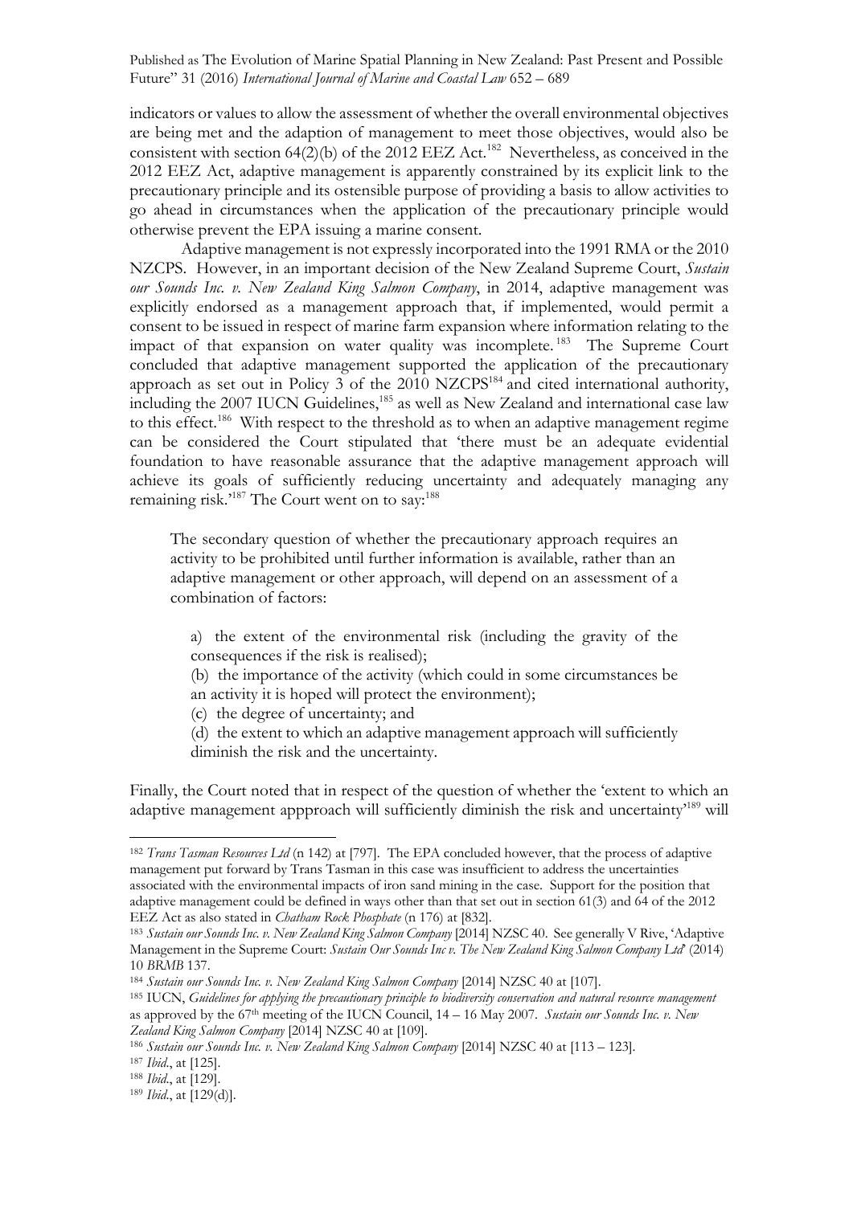indicators or values to allow the assessment of whether the overall environmental objectives are being met and the adaption of management to meet those objectives, would also be consistent with section 64(2)(b) of the 2012 EEZ Act.[182] Nevertheless, as conceived in the 2012 EEZ Act, adaptive management is apparently constrained by its explicit link to the precautionary principle and its ostensible purpose of providing a basis to allow activities to go ahead in circumstances when the application of the precautionary principle would otherwise prevent the EPA issuing a marine consent.

Adaptive management is not expressly incorporated into the 1991 RMA or the 2010 NZCPS. However, in an important decision of the New Zealand Supreme Court, *Sustain our Sounds Inc. v. New Zealand King Salmon Company*, in 2014, adaptive management was explicitly endorsed as a management approach that, if implemented, would permit a consent to be issued in respect of marine farm expansion where information relating to the impact of that expansion on water quality was incomplete.[183] The Supreme Court concluded that adaptive management supported the application of the precautionary approach as set out in Policy 3 of the 2010 NZCPS[184] and cited international authority, including the 2007 IUCN Guidelines,[185] as well as New Zealand and international case law to this effect.[186] With respect to the threshold as to when an adaptive management regime can be considered the Court stipulated that 'there must be an adequate evidential foundation to have reasonable assurance that the adaptive management approach will achieve its goals of sufficiently reducing uncertainty and adequately managing any remaining risk.'[187] The Court went on to say:[188]

> The secondary question of whether the precautionary approach requires an activity to be prohibited until further information is available, rather than an adaptive management or other approach, will depend on an assessment of a combination of factors:
>
> a) the extent of the environmental risk (including the gravity of the consequences if the risk is realised);
> (b) the importance of the activity (which could in some circumstances be an activity it is hoped will protect the environment);
> (c) the degree of uncertainty; and
> (d) the extent to which an adaptive management approach will sufficiently diminish the risk and the uncertainty.

Finally, the Court noted that in respect of the question of whether the 'extent to which an adaptive management appproach will sufficiently diminish the risk and uncertainty'[189] will

---

[182] *Trans Tasman Resources Ltd* (n 142) at [797]. The EPA concluded however, that the process of adaptive management put forward by Trans Tasman in this case was insufficient to address the uncertainties associated with the environmental impacts of iron sand mining in the case. Support for the position that adaptive management could be defined in ways other than that set out in section 61(3) and 64 of the 2012 EEZ Act as also stated in *Chatham Rock Phosphate* (n 176) at [832].

[183] *Sustain our Sounds Inc. v. New Zealand King Salmon Company* [2014] NZSC 40. See generally V Rive, 'Adaptive Management in the Supreme Court: *Sustain Our Sounds Inc v. The New Zealand King Salmon Company Ltd*' (2014) 10 *BRMB* 137.

[184] *Sustain our Sounds Inc. v. New Zealand King Salmon Company* [2014] NZSC 40 at [107].

[185] IUCN, *Guidelines for applying the precautionary principle to biodiversity conservation and natural resource management* as approved by the 67th meeting of the IUCN Council, 14 – 16 May 2007. *Sustain our Sounds Inc. v. New Zealand King Salmon Company* [2014] NZSC 40 at [109].

[186] *Sustain our Sounds Inc. v. New Zealand King Salmon Company* [2014] NZSC 40 at [113 – 123].

[187] *Ibid*., at [125].

[188] *Ibid*., at [129].

[189] *Ibid*., at [129(d)].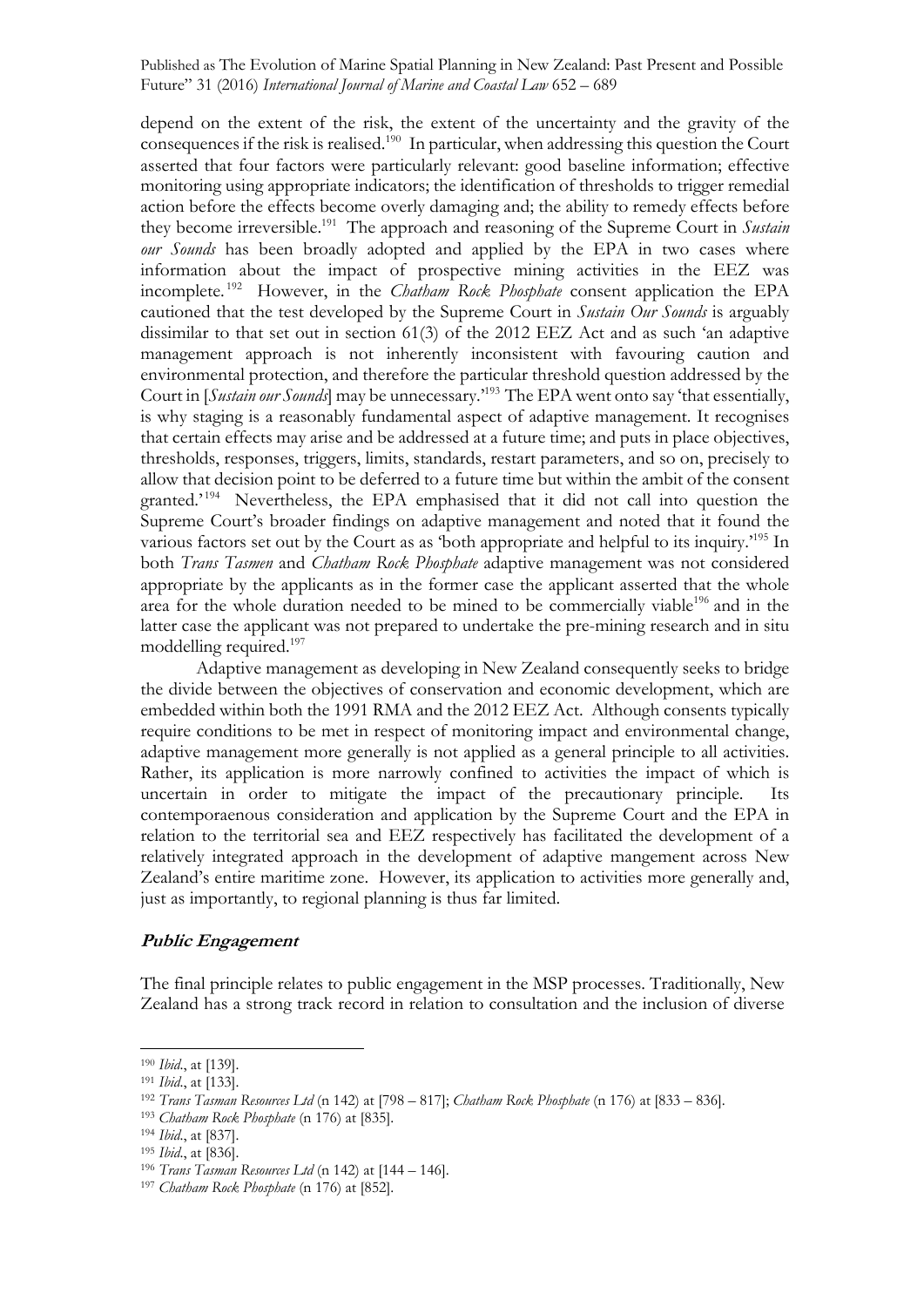depend on the extent of the risk, the extent of the uncertainty and the gravity of the consequences if the risk is realised.[190] In particular, when addressing this question the Court asserted that four factors were particularly relevant: good baseline information; effective monitoring using appropriate indicators; the identification of thresholds to trigger remedial action before the effects become overly damaging and; the ability to remedy effects before they become irreversible.[191] The approach and reasoning of the Supreme Court in *Sustain our Sounds* has been broadly adopted and applied by the EPA in two cases where information about the impact of prospective mining activities in the EEZ was incomplete.[192] However, in the *Chatham Rock Phosphate* consent application the EPA cautioned that the test developed by the Supreme Court in *Sustain Our Sounds* is arguably dissimilar to that set out in section 61(3) of the 2012 EEZ Act and as such 'an adaptive management approach is not inherently inconsistent with favouring caution and environmental protection, and therefore the particular threshold question addressed by the Court in [*Sustain our Sounds*] may be unnecessary.'[193] The EPA went onto say 'that essentially, is why staging is a reasonably fundamental aspect of adaptive management. It recognises that certain effects may arise and be addressed at a future time; and puts in place objectives, thresholds, responses, triggers, limits, standards, restart parameters, and so on, precisely to allow that decision point to be deferred to a future time but within the ambit of the consent granted.'[194] Nevertheless, the EPA emphasised that it did not call into question the Supreme Court's broader findings on adaptive management and noted that it found the various factors set out by the Court as as 'both appropriate and helpful to its inquiry.'[195] In both *Trans Tasmen* and *Chatham Rock Phosphate* adaptive management was not considered appropriate by the applicants as in the former case the applicant asserted that the whole area for the whole duration needed to be mined to be commercially viable[196] and in the latter case the applicant was not prepared to undertake the pre-mining research and in situ moddelling required.[197]

Adaptive management as developing in New Zealand consequently seeks to bridge the divide between the objectives of conservation and economic development, which are embedded within both the 1991 RMA and the 2012 EEZ Act. Although consents typically require conditions to be met in respect of monitoring impact and environmental change, adaptive management more generally is not applied as a general principle to all activities. Rather, its application is more narrowly confined to activities the impact of which is uncertain in order to mitigate the impact of the precautionary principle. Its contemporaenous consideration and application by the Supreme Court and the EPA in relation to the territorial sea and EEZ respectively has facilitated the development of a relatively integrated approach in the development of adaptive mangement across New Zealand's entire maritime zone. However, its application to activities more generally and, just as importantly, to regional planning is thus far limited.

### **Public Engagement**

The final principle relates to public engagement in the MSP processes. Traditionally, New Zealand has a strong track record in relation to consultation and the inclusion of diverse

---

[190] *Ibid*., at [139].

[191] *Ibid*., at [133].

[192] *Trans Tasman Resources Ltd* (n 142) at [798 – 817]; *Chatham Rock Phosphate* (n 176) at [833 – 836].

[193] *Chatham Rock Phosphate* (n 176) at [835].

[194] *Ibid*., at [837].

[195] *Ibid*., at [836].

[196] *Trans Tasman Resources Ltd* (n 142) at [144 – 146].

[197] *Chatham Rock Phosphate* (n 176) at [852].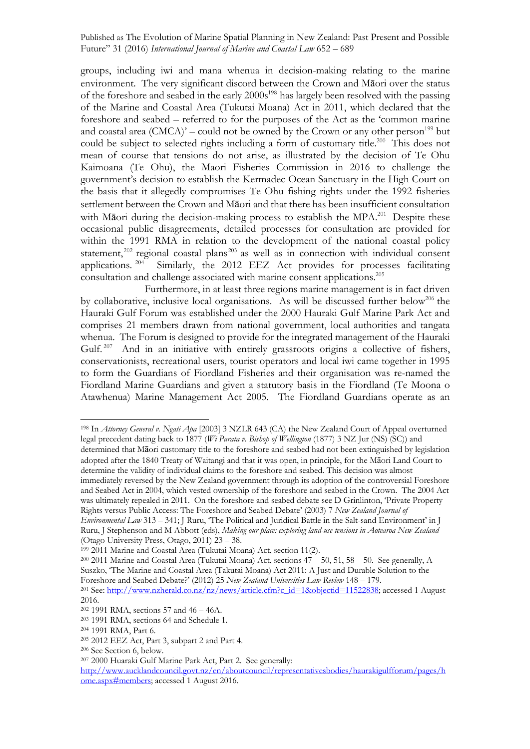groups, including iwi and mana whenua in decision-making relating to the marine environment. The very significant discord between the Crown and Māori over the status of the foreshore and seabed in the early 2000s[198] has largely been resolved with the passing of the Marine and Coastal Area (Tukutai Moana) Act in 2011, which declared that the foreshore and seabed – referred to for the purposes of the Act as the 'common marine and coastal area (CMCA)' – could not be owned by the Crown or any other person[199] but could be subject to selected rights including a form of customary title.[200] This does not mean of course that tensions do not arise, as illustrated by the decision of Te Ohu Kaimoana (Te Ohu), the Maori Fisheries Commission in 2016 to challenge the government's decision to establish the Kermadec Ocean Sanctuary in the High Court on the basis that it allegedly compromises Te Ohu fishing rights under the 1992 fisheries settlement between the Crown and Māori and that there has been insufficient consultation with Māori during the decision-making process to establish the MPA.[201] Despite these occasional public disagreements, detailed processes for consultation are provided for within the 1991 RMA in relation to the development of the national coastal policy statement,[202] regional coastal plans[203] as well as in connection with individual consent applications.[204] Similarly, the 2012 EEZ Act provides for processes facilitating consultation and challenge associated with marine consent applications.[205]

Furthermore, in at least three regions marine management is in fact driven by collaborative, inclusive local organisations. As will be discussed further below[206] the Hauraki Gulf Forum was established under the 2000 Hauraki Gulf Marine Park Act and comprises 21 members drawn from national government, local authorities and tangata whenua. The Forum is designed to provide for the integrated management of the Hauraki Gulf.[207] And in an initiative with entirely grassroots origins a collective of fishers, conservationists, recreational users, tourist operators and local iwi came together in 1995 to form the Guardians of Fiordland Fisheries and their organisation was re-named the Fiordland Marine Guardians and given a statutory basis in the Fiordland (Te Moona o Atawhenua) Marine Management Act 2005. The Fiordland Guardians operate as an

---

[198] In *Attorney General v. Ngati Apa* [2003] 3 NZLR 643 (CA) the New Zealand Court of Appeal overturned legal precedent dating back to 1877 (*Wi Parata v. Bishop of Wellington* (1877) 3 NZ Jur (NS) (SC)) and determined that Māori customary title to the foreshore and seabed had not been extinguished by legislation adopted after the 1840 Treaty of Waitangi and that it was open, in principle, for the Māori Land Court to determine the validity of individual claims to the foreshore and seabed. This decision was almost immediately reversed by the New Zealand government through its adoption of the controversial Foreshore and Seabed Act in 2004, which vested ownership of the foreshore and seabed in the Crown. The 2004 Act was ultimately repealed in 2011. On the foreshore and seabed debate see D Grinlinton, 'Private Property Rights versus Public Access: The Foreshore and Seabed Debate' (2003) 7 *New Zealand Journal of Environmental Law* 313 – 341; J Ruru, 'The Political and Juridical Battle in the Salt-sand Environment' in J Ruru, J Stephenson and M Abbott (eds), *Making our place: exploring land-use tensions in Aotearoa New Zealand* (Otago University Press, Otago, 2011) 23 – 38.

[199] 2011 Marine and Coastal Area (Tukutai Moana) Act, section 11(2).

[200] 2011 Marine and Coastal Area (Tukutai Moana) Act, sections 47 – 50, 51, 58 – 50. See generally, A Suszko, 'The Marine and Coastal Area (Takutai Moana) Act 2011: A Just and Durable Solution to the Foreshore and Seabed Debate?' (2012) 25 *New Zealand Universities Law Review* 148 – 179.

[201] See: http://www.nzherald.co.nz/nz/news/article.cfm?c_id=1&objectid=11522838; accessed 1 August 2016.

[202] 1991 RMA, sections 57 and 46 – 46A.

[203] 1991 RMA, sections 64 and Schedule 1.

[204] 1991 RMA, Part 6.

[205] 2012 EEZ Act, Part 3, subpart 2 and Part 4.

[206] See Section 6, below.

[207] 2000 Huaraki Gulf Marine Park Act, Part 2. See generally: http://www.aucklandcouncil.govt.nz/en/aboutcouncil/representativesbodies/haurakigulfforum/pages/home.aspx#members; accessed 1 August 2016.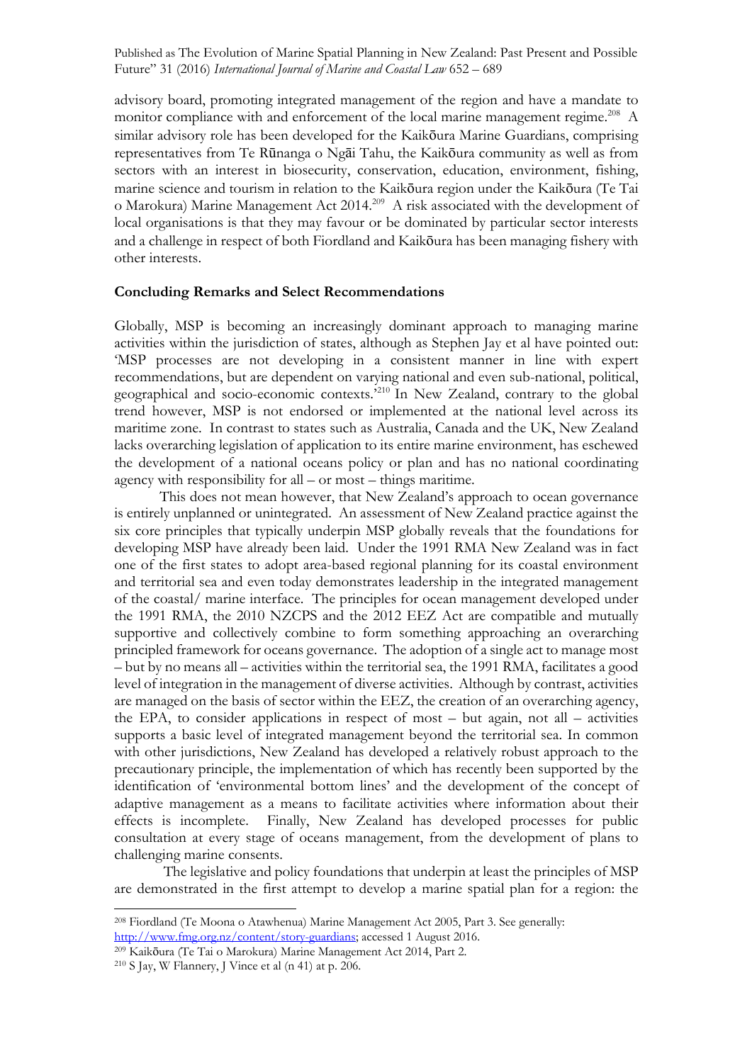advisory board, promoting integrated management of the region and have a mandate to monitor compliance with and enforcement of the local marine management regime.[208] A similar advisory role has been developed for the Kaikōura Marine Guardians, comprising representatives from Te Rūnanga o Ngāi Tahu, the Kaikōura community as well as from sectors with an interest in biosecurity, conservation, education, environment, fishing, marine science and tourism in relation to the Kaikōura region under the Kaikōura (Te Tai o Marokura) Marine Management Act 2014.[209] A risk associated with the development of local organisations is that they may favour or be dominated by particular sector interests and a challenge in respect of both Fiordland and Kaikōura has been managing fishery with other interests.

**Concluding Remarks and Select Recommendations**

Globally, MSP is becoming an increasingly dominant approach to managing marine activities within the jurisdiction of states, although as Stephen Jay et al have pointed out: 'MSP processes are not developing in a consistent manner in line with expert recommendations, but are dependent on varying national and even sub-national, political, geographical and socio-economic contexts.'[210] In New Zealand, contrary to the global trend however, MSP is not endorsed or implemented at the national level across its maritime zone. In contrast to states such as Australia, Canada and the UK, New Zealand lacks overarching legislation of application to its entire marine environment, has eschewed the development of a national oceans policy or plan and has no national coordinating agency with responsibility for all – or most – things maritime.

This does not mean however, that New Zealand's approach to ocean governance is entirely unplanned or unintegrated. An assessment of New Zealand practice against the six core principles that typically underpin MSP globally reveals that the foundations for developing MSP have already been laid. Under the 1991 RMA New Zealand was in fact one of the first states to adopt area-based regional planning for its coastal environment and territorial sea and even today demonstrates leadership in the integrated management of the coastal/ marine interface. The principles for ocean management developed under the 1991 RMA, the 2010 NZCPS and the 2012 EEZ Act are compatible and mutually supportive and collectively combine to form something approaching an overarching principled framework for oceans governance. The adoption of a single act to manage most – but by no means all – activities within the territorial sea, the 1991 RMA, facilitates a good level of integration in the management of diverse activities. Although by contrast, activities are managed on the basis of sector within the EEZ, the creation of an overarching agency, the EPA, to consider applications in respect of most – but again, not all – activities supports a basic level of integrated management beyond the territorial sea. In common with other jurisdictions, New Zealand has developed a relatively robust approach to the precautionary principle, the implementation of which has recently been supported by the identification of 'environmental bottom lines' and the development of the concept of adaptive management as a means to facilitate activities where information about their effects is incomplete. Finally, New Zealand has developed processes for public consultation at every stage of oceans management, from the development of plans to challenging marine consents.

The legislative and policy foundations that underpin at least the principles of MSP are demonstrated in the first attempt to develop a marine spatial plan for a region: the

---

[208] Fiordland (Te Moona o Atawhenua) Marine Management Act 2005, Part 3. See generally: http://www.fmg.org.nz/content/story-guardians; accessed 1 August 2016.

[209] Kaikōura (Te Tai o Marokura) Marine Management Act 2014, Part 2.

[210] S Jay, W Flannery, J Vince et al (n 41) at p. 206.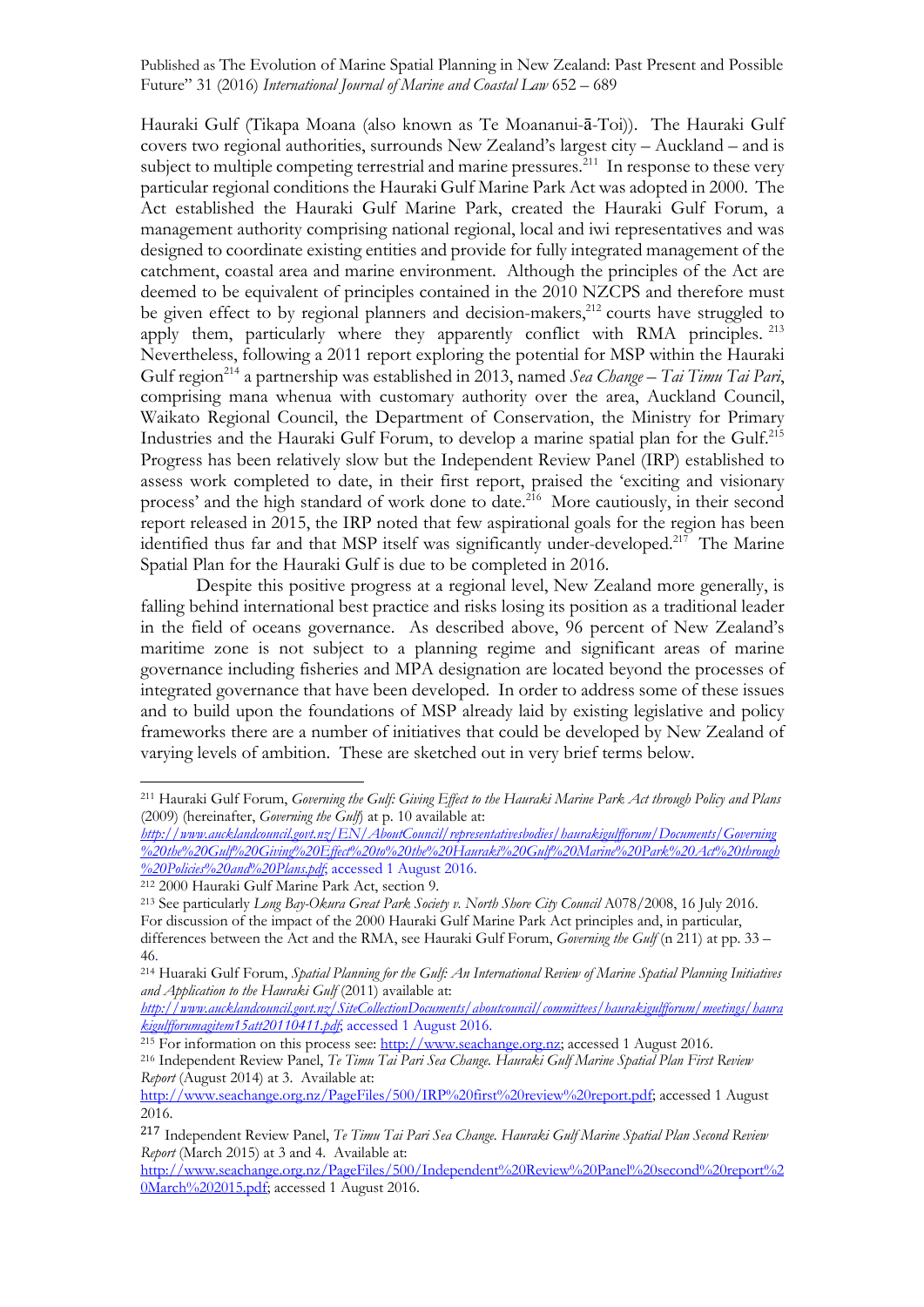Hauraki Gulf (Tikapa Moana (also known as Te Moananui-ā-Toi)). The Hauraki Gulf covers two regional authorities, surrounds New Zealand's largest city – Auckland – and is subject to multiple competing terrestrial and marine pressures.[211] In response to these very particular regional conditions the Hauraki Gulf Marine Park Act was adopted in 2000. The Act established the Hauraki Gulf Marine Park, created the Hauraki Gulf Forum, a management authority comprising national regional, local and iwi representatives and was designed to coordinate existing entities and provide for fully integrated management of the catchment, coastal area and marine environment. Although the principles of the Act are deemed to be equivalent of principles contained in the 2010 NZCPS and therefore must be given effect to by regional planners and decision-makers,[212] courts have struggled to apply them, particularly where they apparently conflict with RMA principles.[213] Nevertheless, following a 2011 report exploring the potential for MSP within the Hauraki Gulf region[214] a partnership was established in 2013, named *Sea Change – Tai Timu Tai Pari*, comprising mana whenua with customary authority over the area, Auckland Council, Waikato Regional Council, the Department of Conservation, the Ministry for Primary Industries and the Hauraki Gulf Forum, to develop a marine spatial plan for the Gulf.[215] Progress has been relatively slow but the Independent Review Panel (IRP) established to assess work completed to date, in their first report, praised the 'exciting and visionary process' and the high standard of work done to date.[216] More cautiously, in their second report released in 2015, the IRP noted that few aspirational goals for the region has been identified thus far and that MSP itself was significantly under-developed.[217] The Marine Spatial Plan for the Hauraki Gulf is due to be completed in 2016.

Despite this positive progress at a regional level, New Zealand more generally, is falling behind international best practice and risks losing its position as a traditional leader in the field of oceans governance. As described above, 96 percent of New Zealand's maritime zone is not subject to a planning regime and significant areas of marine governance including fisheries and MPA designation are located beyond the processes of integrated governance that have been developed. In order to address some of these issues and to build upon the foundations of MSP already laid by existing legislative and policy frameworks there are a number of initiatives that could be developed by New Zealand of varying levels of ambition. These are sketched out in very brief terms below.

---

[211] Hauraki Gulf Forum, *Governing the Gulf: Giving Effect to the Hauraki Marine Park Act through Policy and Plans* (2009) (hereinafter, *Governing the Gulf*) at p. 10 available at: *http://www.aucklandcouncil.govt.nz/EN/AboutCouncil/representativesbodies/haurakigulfforum/Documents/Governing%20the%20Gulf%20Giving%20Effect%20to%20the%20Hauraki%20Gulf%20Marine%20Park%20Act%20through%20Policies%20and%20Plans.pdf*; accessed 1 August 2016.

[212] 2000 Hauraki Gulf Marine Park Act, section 9.

[213] See particularly *Long Bay-Okura Great Park Society v. North Shore City Council* A078/2008, 16 July 2016. For discussion of the impact of the 2000 Hauraki Gulf Marine Park Act principles and, in particular, differences between the Act and the RMA, see Hauraki Gulf Forum, *Governing the Gulf* (n 211) at pp. 33 – 46.

[214] Huaraki Gulf Forum, *Spatial Planning for the Gulf: An International Review of Marine Spatial Planning Initiatives and Application to the Hauraki Gulf* (2011) available at: *http://www.aucklandcouncil.govt.nz/SiteCollectionDocuments/aboutcouncil/committees/haurakigulfforum/meetings/haurakigulfforumagitem15att20110411.pdf*; accessed 1 August 2016.

[215] For information on this process see: http://www.seachange.org.nz; accessed 1 August 2016.

[216] Independent Review Panel, *Te Timu Tai Pari Sea Change. Hauraki Gulf Marine Spatial Plan First Review Report* (August 2014) at 3. Available at: http://www.seachange.org.nz/PageFiles/500/IRP%20first%20review%20report.pdf; accessed 1 August 2016.

[217] Independent Review Panel, *Te Timu Tai Pari Sea Change. Hauraki Gulf Marine Spatial Plan Second Review Report* (March 2015) at 3 and 4. Available at: http://www.seachange.org.nz/PageFiles/500/Independent%20Review%20Panel%20second%20report%20March%202015.pdf; accessed 1 August 2016.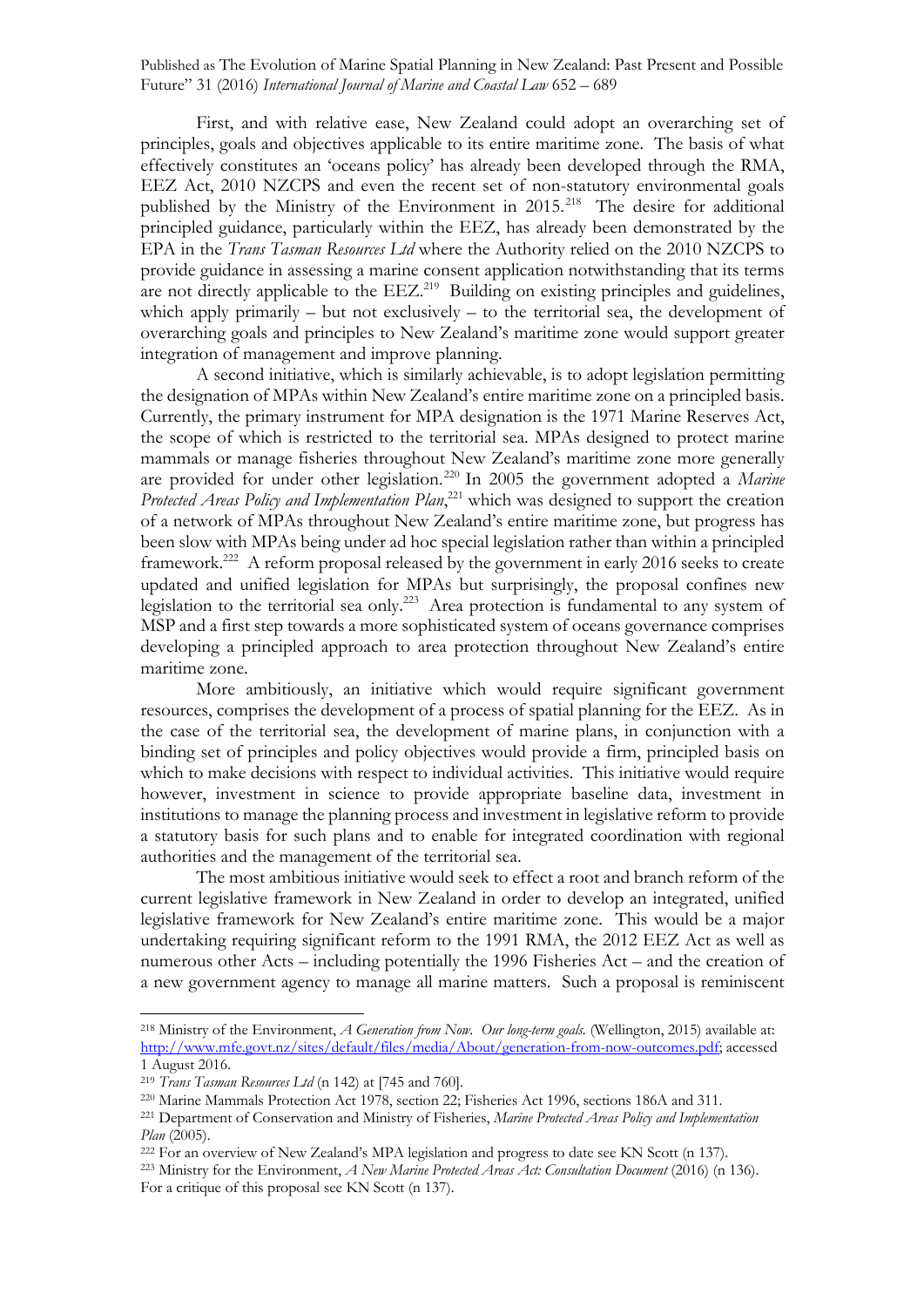First, and with relative ease, New Zealand could adopt an overarching set of principles, goals and objectives applicable to its entire maritime zone. The basis of what effectively constitutes an 'oceans policy' has already been developed through the RMA, EEZ Act, 2010 NZCPS and even the recent set of non-statutory environmental goals published by the Ministry of the Environment in 2015.[218] The desire for additional principled guidance, particularly within the EEZ, has already been demonstrated by the EPA in the *Trans Tasman Resources Ltd* where the Authority relied on the 2010 NZCPS to provide guidance in assessing a marine consent application notwithstanding that its terms are not directly applicable to the EEZ.[219] Building on existing principles and guidelines, which apply primarily – but not exclusively – to the territorial sea, the development of overarching goals and principles to New Zealand's maritime zone would support greater integration of management and improve planning.

A second initiative, which is similarly achievable, is to adopt legislation permitting the designation of MPAs within New Zealand's entire maritime zone on a principled basis. Currently, the primary instrument for MPA designation is the 1971 Marine Reserves Act, the scope of which is restricted to the territorial sea. MPAs designed to protect marine mammals or manage fisheries throughout New Zealand's maritime zone more generally are provided for under other legislation.[220] In 2005 the government adopted a *Marine Protected Areas Policy and Implementation Plan*,[221] which was designed to support the creation of a network of MPAs throughout New Zealand's entire maritime zone, but progress has been slow with MPAs being under ad hoc special legislation rather than within a principled framework.[222] A reform proposal released by the government in early 2016 seeks to create updated and unified legislation for MPAs but surprisingly, the proposal confines new legislation to the territorial sea only.[223] Area protection is fundamental to any system of MSP and a first step towards a more sophisticated system of oceans governance comprises developing a principled approach to area protection throughout New Zealand's entire maritime zone.

More ambitiously, an initiative which would require significant government resources, comprises the development of a process of spatial planning for the EEZ. As in the case of the territorial sea, the development of marine plans, in conjunction with a binding set of principles and policy objectives would provide a firm, principled basis on which to make decisions with respect to individual activities. This initiative would require however, investment in science to provide appropriate baseline data, investment in institutions to manage the planning process and investment in legislative reform to provide a statutory basis for such plans and to enable for integrated coordination with regional authorities and the management of the territorial sea.

The most ambitious initiative would seek to effect a root and branch reform of the current legislative framework in New Zealand in order to develop an integrated, unified legislative framework for New Zealand's entire maritime zone. This would be a major undertaking requiring significant reform to the 1991 RMA, the 2012 EEZ Act as well as numerous other Acts – including potentially the 1996 Fisheries Act – and the creation of a new government agency to manage all marine matters. Such a proposal is reminiscent

---

[218] Ministry of the Environment, *A Generation from Now. Our long-term goals.* (Wellington, 2015) available at: http://www.mfe.govt.nz/sites/default/files/media/About/generation-from-now-outcomes.pdf; accessed 1 August 2016.

[219] *Trans Tasman Resources Ltd* (n 142) at [745 and 760].

[220] Marine Mammals Protection Act 1978, section 22; Fisheries Act 1996, sections 186A and 311.

[221] Department of Conservation and Ministry of Fisheries, *Marine Protected Areas Policy and Implementation Plan* (2005).

[222] For an overview of New Zealand's MPA legislation and progress to date see KN Scott (n 137).

[223] Ministry for the Environment, *A New Marine Protected Areas Act: Consultation Document* (2016) (n 136). For a critique of this proposal see KN Scott (n 137).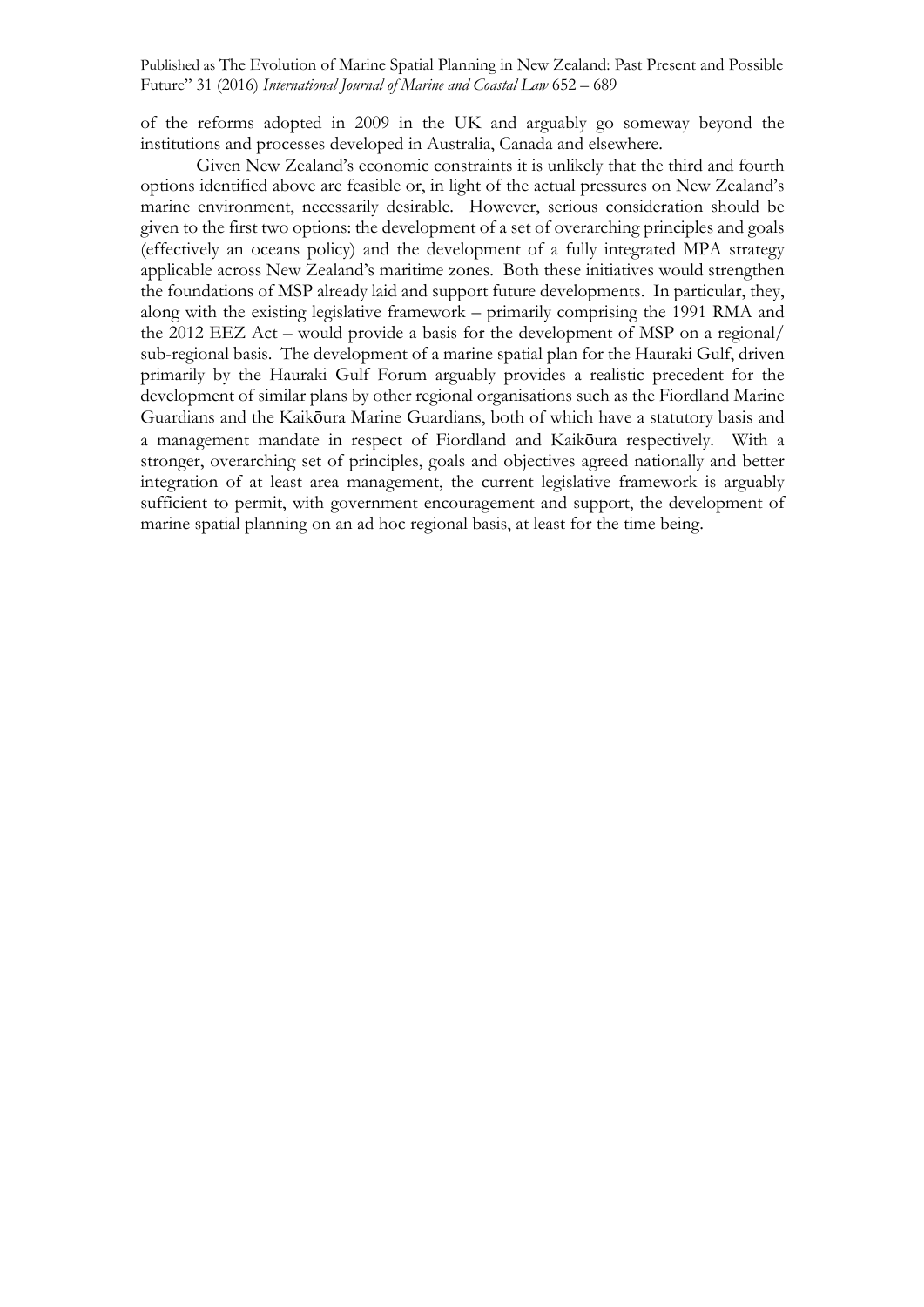of the reforms adopted in 2009 in the UK and arguably go someway beyond the institutions and processes developed in Australia, Canada and elsewhere.

Given New Zealand's economic constraints it is unlikely that the third and fourth options identified above are feasible or, in light of the actual pressures on New Zealand's marine environment, necessarily desirable. However, serious consideration should be given to the first two options: the development of a set of overarching principles and goals (effectively an oceans policy) and the development of a fully integrated MPA strategy applicable across New Zealand's maritime zones. Both these initiatives would strengthen the foundations of MSP already laid and support future developments. In particular, they, along with the existing legislative framework – primarily comprising the 1991 RMA and the 2012 EEZ Act – would provide a basis for the development of MSP on a regional/ sub-regional basis. The development of a marine spatial plan for the Hauraki Gulf, driven primarily by the Hauraki Gulf Forum arguably provides a realistic precedent for the development of similar plans by other regional organisations such as the Fiordland Marine Guardians and the Kaikōura Marine Guardians, both of which have a statutory basis and a management mandate in respect of Fiordland and Kaikōura respectively. With a stronger, overarching set of principles, goals and objectives agreed nationally and better integration of at least area management, the current legislative framework is arguably sufficient to permit, with government encouragement and support, the development of marine spatial planning on an ad hoc regional basis, at least for the time being.